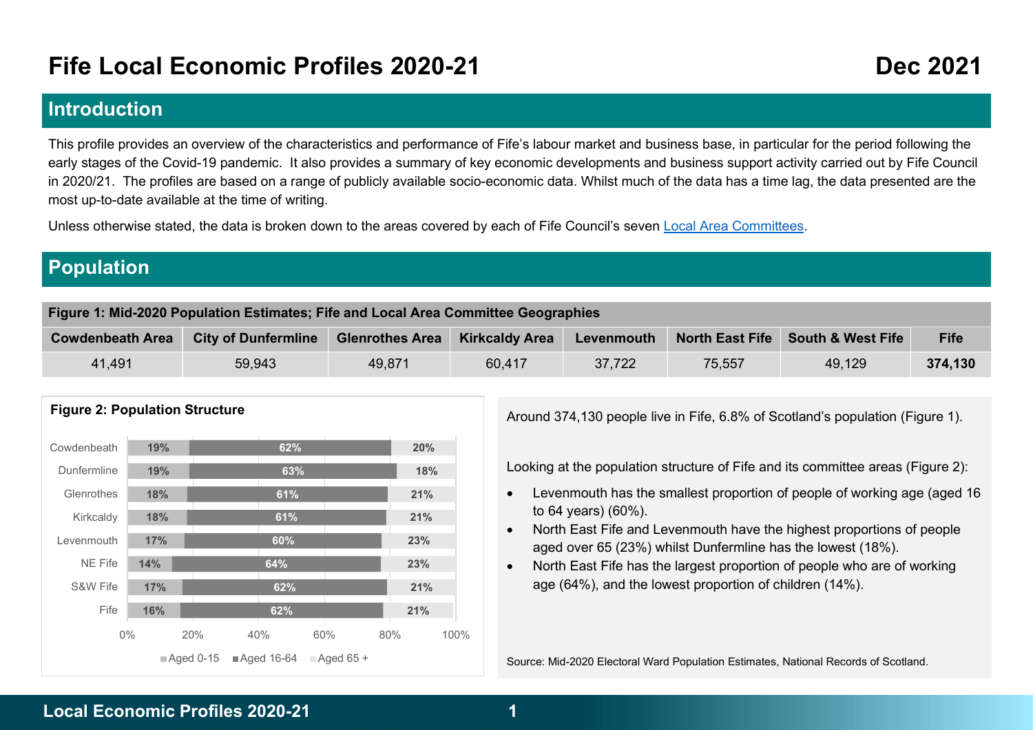# Fife Local Economic Profiles 2020-21

Dec 2021

## Introduction

This profile provides an overview of the characteristics and performance of Fife's labour market and business base, in particular for the period following the early stages of the Covid-19 pandemic. It also provides a summary of key economic developments and business support activity carried out by Fife Council in 2020/21. The profiles are based on a range of publicly available socio-economic data. Whilst much of the data has a time lag, the data presented are the most up-to-date available at the time of writing.

Unless otherwise stated, the data is broken down to the areas covered by each of Fife Council's seven Local Area Committees.

## Population

**Figure 1: Mid-2020 Population Estimates; Fife and Local Area Committee Geographies**

| Cowdenbeath Area | City of Dunfermline | Glenrothes Area | Kirkcaldy Area | Levenmouth | North East Fife | South & West Fife | Fife |
|---|---|---|---|---|---|---|---|
| 41,491 | 59,943 | 49,871 | 60,417 | 37,722 | 75,557 | 49,129 | **374,130** |

**Figure 2: Population Structure**

| | Aged 0-15 | Aged 16-64 | Aged 65 + |
|---|---|---|---|
| Cowdenbeath | 19% | 62% | 20% |
| Dunfermline | 19% | 63% | 18% |
| Glenrothes | 18% | 61% | 21% |
| Kirkcaldy | 18% | 61% | 21% |
| Levenmouth | 17% | 60% | 23% |
| NE Fife | 14% | 64% | 23% |
| S&W Fife | 17% | 62% | 21% |
| Fife | 16% | 62% | 21% |

Around 374,130 people live in Fife, 6.8% of Scotland's population (Figure 1).

Looking at the population structure of Fife and its committee areas (Figure 2):

- Levenmouth has the smallest proportion of people of working age (aged 16 to 64 years) (60%).
- North East Fife and Levenmouth have the highest proportions of people aged over 65 (23%) whilst Dunfermline has the lowest (18%).
- North East Fife has the largest proportion of people who are of working age (64%), and the lowest proportion of children (14%).

Source: Mid-2020 Electoral Ward Population Estimates, National Records of Scotland.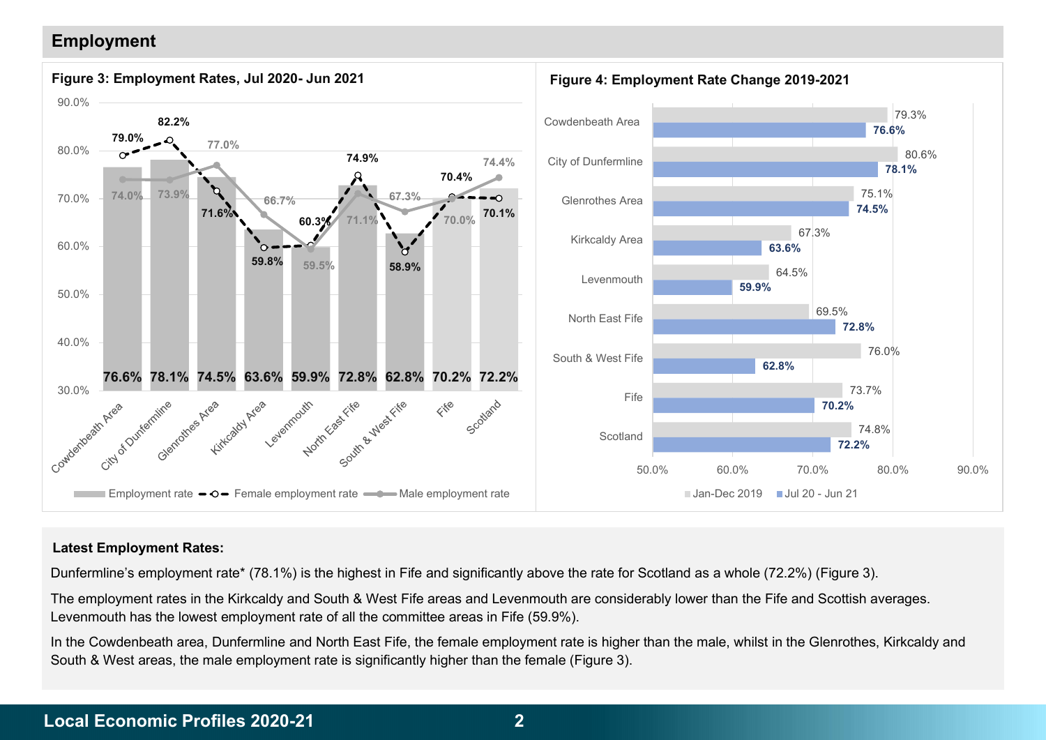## Employment

**Figure 3: Employment Rates, Jul 2020- Jun 2021**

| Area | Employment rate | Female employment rate | Male employment rate |
|---|---|---|---|
| Cowdenbeath Area | 76.6% | 79.0% | 74.0% |
| City of Dunfermline | 78.1% | 82.2% | 73.9% |
| Glenrothes Area | 74.5% | 71.6% | 77.0% |
| Kirkcaldy Area | 63.6% | 59.8% | 66.7% |
| Levenmouth | 59.9% | 60.3% | 59.5% |
| North East Fife | 72.8% | 74.9% | 71.1% |
| South & West Fife | 62.8% | 58.9% | 67.3% |
| Fife | 70.2% | 70.4% | 70.0% |
| Scotland | 72.2% | 70.1% | 74.4% |

**Figure 4: Employment Rate Change 2019-2021**

| Area | Jan-Dec 2019 | Jul 20 - Jun 21 |
|---|---|---|
| Cowdenbeath Area | 79.3% | 76.6% |
| City of Dunfermline | 80.6% | 78.1% |
| Glenrothes Area | 75.1% | 74.5% |
| Kirkcaldy Area | 67.3% | 63.6% |
| Levenmouth | 64.5% | 59.9% |
| North East Fife | 69.5% | 72.8% |
| South & West Fife | 76.0% | 62.8% |
| Fife | 73.7% | 70.2% |
| Scotland | 74.8% | 72.2% |

**Latest Employment Rates:**

Dunfermline's employment rate* (78.1%) is the highest in Fife and significantly above the rate for Scotland as a whole (72.2%) (Figure 3).

The employment rates in the Kirkcaldy and South & West Fife areas and Levenmouth are considerably lower than the Fife and Scottish averages. Levenmouth has the lowest employment rate of all the committee areas in Fife (59.9%).

In the Cowdenbeath area, Dunfermline and North East Fife, the female employment rate is higher than the male, whilst in the Glenrothes, Kirkcaldy and South & West areas, the male employment rate is significantly higher than the female (Figure 3).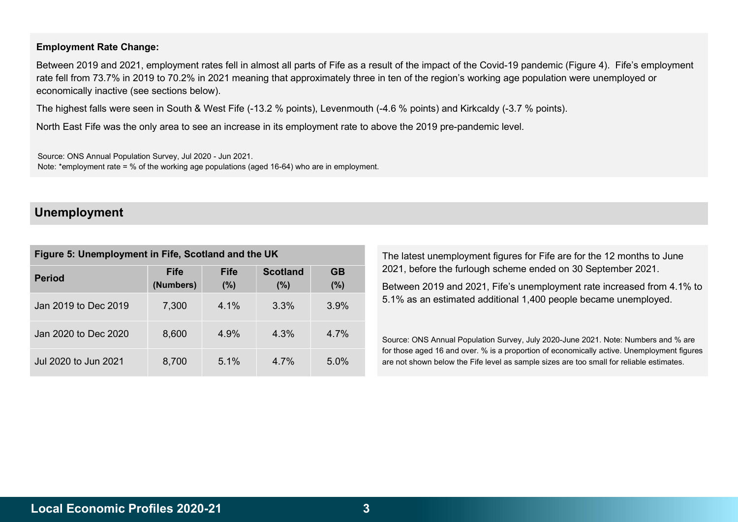**Employment Rate Change:**

Between 2019 and 2021, employment rates fell in almost all parts of Fife as a result of the impact of the Covid-19 pandemic (Figure 4). Fife's employment rate fell from 73.7% in 2019 to 70.2% in 2021 meaning that approximately three in ten of the region's working age population were unemployed or economically inactive (see sections below).

The highest falls were seen in South & West Fife (-13.2 % points), Levenmouth (-4.6 % points) and Kirkcaldy (-3.7 % points).

North East Fife was the only area to see an increase in its employment rate to above the 2019 pre-pandemic level.

Source: ONS Annual Population Survey, Jul 2020 - Jun 2021.
Note: *employment rate = % of the working age populations (aged 16-64) who are in employment.

## Unemployment

**Figure 5: Unemployment in Fife, Scotland and the UK**

| Period | Fife (Numbers) | Fife (%) | Scotland (%) | GB (%) |
|---|---|---|---|---|
| Jan 2019 to Dec 2019 | 7,300 | 4.1% | 3.3% | 3.9% |
| Jan 2020 to Dec 2020 | 8,600 | 4.9% | 4.3% | 4.7% |
| Jul 2020 to Jun 2021 | 8,700 | 5.1% | 4.7% | 5.0% |

The latest unemployment figures for Fife are for the 12 months to June 2021, before the furlough scheme ended on 30 September 2021.

Between 2019 and 2021, Fife's unemployment rate increased from 4.1% to 5.1% as an estimated additional 1,400 people became unemployed.

Source: ONS Annual Population Survey, July 2020-June 2021. Note: Numbers and % are for those aged 16 and over. % is a proportion of economically active. Unemployment figures are not shown below the Fife level as sample sizes are too small for reliable estimates.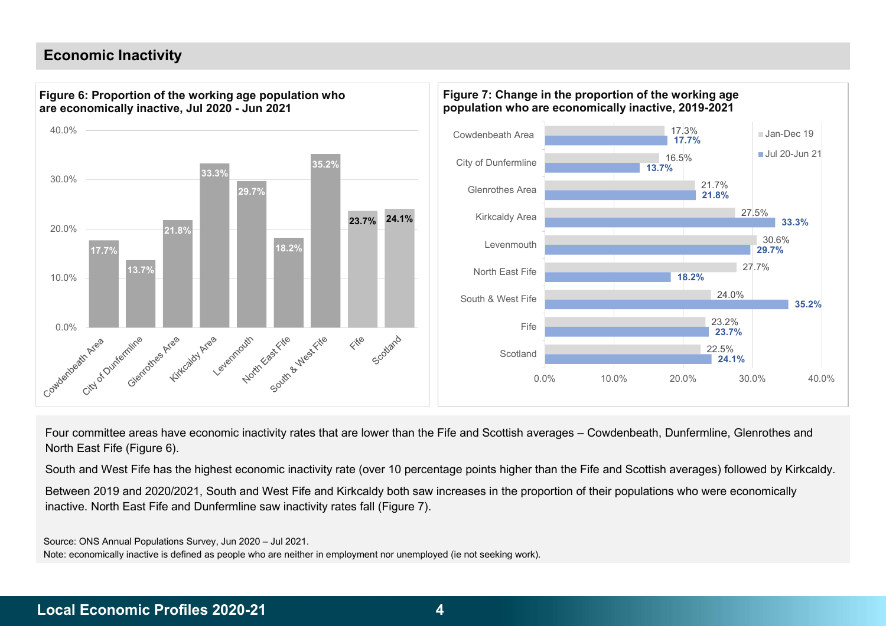## Economic Inactivity

**Figure 6: Proportion of the working age population who are economically inactive, Jul 2020 - Jun 2021**

| Area | Economically inactive |
|---|---|
| Cowdenbeath Area | 17.7% |
| City of Dunfermline | 13.7% |
| Glenrothes Area | 21.8% |
| Kirkcaldy Area | 33.3% |
| Levenmouth | 29.7% |
| North East Fife | 18.2% |
| South & West Fife | 35.2% |
| Fife | 23.7% |
| Scotland | 24.1% |

**Figure 7: Change in the proportion of the working age population who are economically inactive, 2019-2021**

| Area | Jan-Dec 19 | Jul 20-Jun 21 |
|---|---|---|
| Cowdenbeath Area | 17.3% | 17.7% |
| City of Dunfermline | 16.5% | 13.7% |
| Glenrothes Area | 21.7% | 21.8% |
| Kirkcaldy Area | 27.5% | 33.3% |
| Levenmouth | 30.6% | 29.7% |
| North East Fife | 27.7% | 18.2% |
| South & West Fife | 24.0% | 35.2% |
| Fife | 23.2% | 23.7% |
| Scotland | 22.5% | 24.1% |

Four committee areas have economic inactivity rates that are lower than the Fife and Scottish averages – Cowdenbeath, Dunfermline, Glenrothes and North East Fife (Figure 6).

South and West Fife has the highest economic inactivity rate (over 10 percentage points higher than the Fife and Scottish averages) followed by Kirkcaldy.

Between 2019 and 2020/2021, South and West Fife and Kirkcaldy both saw increases in the proportion of their populations who were economically inactive. North East Fife and Dunfermline saw inactivity rates fall (Figure 7).

Source: ONS Annual Populations Survey, Jun 2020 – Jul 2021.
Note: economically inactive is defined as people who are neither in employment nor unemployed (ie not seeking work).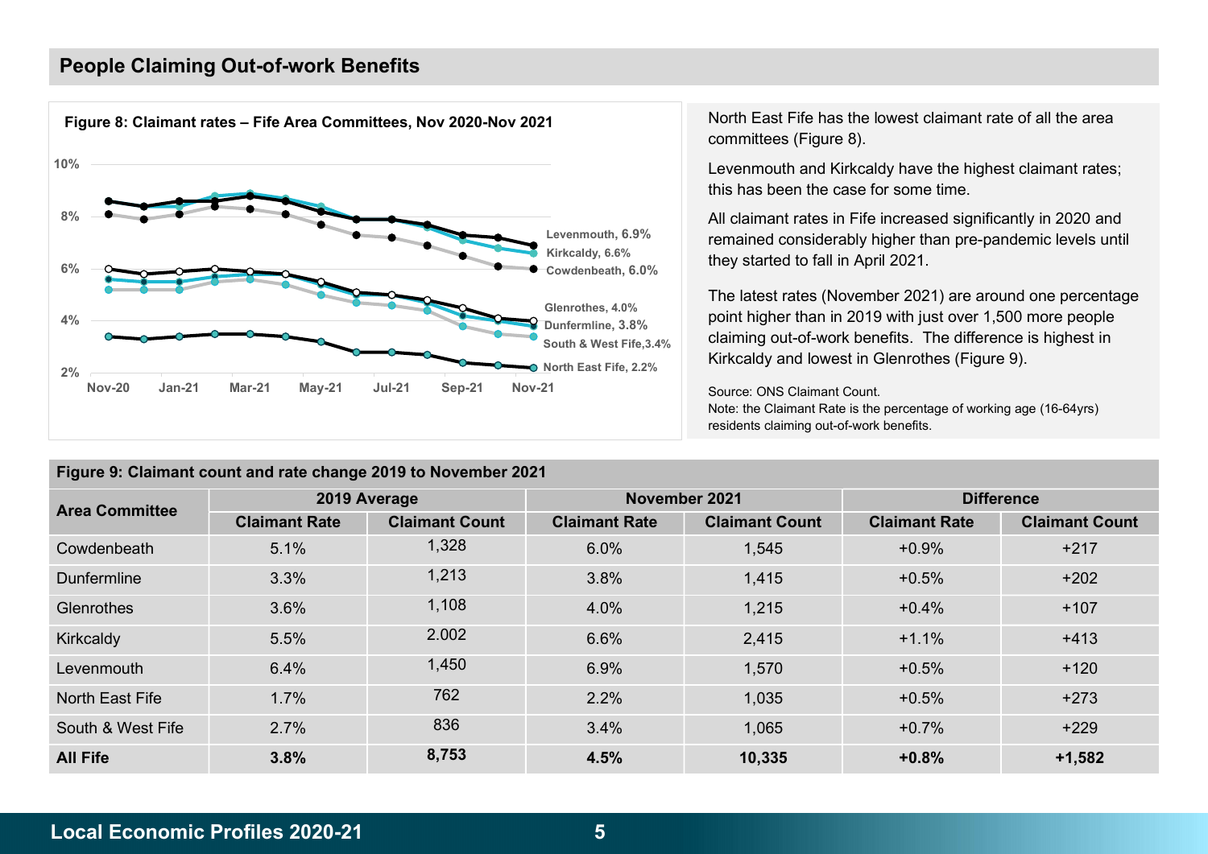## People Claiming Out-of-work Benefits

**Figure 8: Claimant rates – Fife Area Committees, Nov 2020-Nov 2021**

North East Fife has the lowest claimant rate of all the area committees (Figure 8).

Levenmouth and Kirkcaldy have the highest claimant rates; this has been the case for some time.

All claimant rates in Fife increased significantly in 2020 and remained considerably higher than pre-pandemic levels until they started to fall in April 2021.

The latest rates (November 2021) are around one percentage point higher than in 2019 with just over 1,500 more people claiming out-of-work benefits. The difference is highest in Kirkcaldy and lowest in Glenrothes (Figure 9).

Source: ONS Claimant Count.
Note: the Claimant Rate is the percentage of working age (16-64yrs) residents claiming out-of-work benefits.

**Figure 9: Claimant count and rate change 2019 to November 2021**

| Area Committee | 2019 Average | | November 2021 | | Difference | |
|---|---|---|---|---|---|---|
| | Claimant Rate | Claimant Count | Claimant Rate | Claimant Count | Claimant Rate | Claimant Count |
| Cowdenbeath | 5.1% | 1,328 | 6.0% | 1,545 | +0.9% | +217 |
| Dunfermline | 3.3% | 1,213 | 3.8% | 1,415 | +0.5% | +202 |
| Glenrothes | 3.6% | 1,108 | 4.0% | 1,215 | +0.4% | +107 |
| Kirkcaldy | 5.5% | 2.002 | 6.6% | 2,415 | +1.1% | +413 |
| Levenmouth | 6.4% | 1,450 | 6.9% | 1,570 | +0.5% | +120 |
| North East Fife | 1.7% | 762 | 2.2% | 1,035 | +0.5% | +273 |
| South & West Fife | 2.7% | 836 | 3.4% | 1,065 | +0.7% | +229 |
| **All Fife** | **3.8%** | **8,753** | **4.5%** | **10,335** | **+0.8%** | **+1,582** |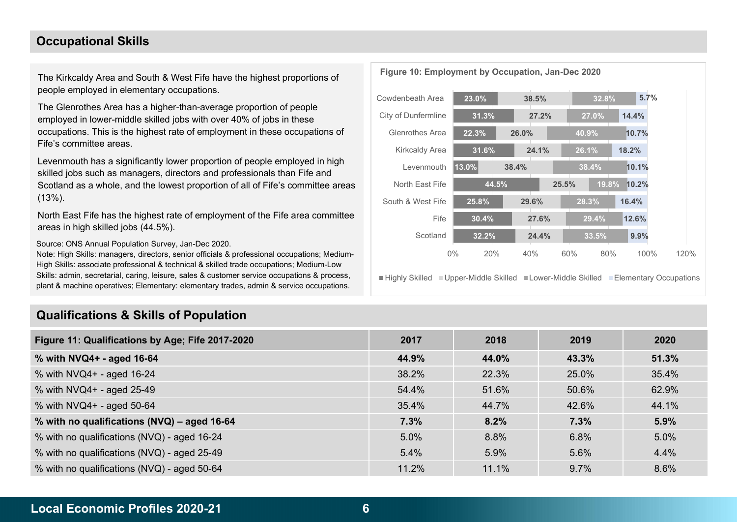## Occupational Skills

The Kirkcaldy Area and South & West Fife have the highest proportions of people employed in elementary occupations.

The Glenrothes Area has a higher-than-average proportion of people employed in lower-middle skilled jobs with over 40% of jobs in these occupations. This is the highest rate of employment in these occupations of Fife's committee areas.

Levenmouth has a significantly lower proportion of people employed in high skilled jobs such as managers, directors and professionals than Fife and Scotland as a whole, and the lowest proportion of all of Fife's committee areas (13%).

North East Fife has the highest rate of employment of the Fife area committee areas in high skilled jobs (44.5%).

Source: ONS Annual Population Survey, Jan-Dec 2020.
Note: High Skills: managers, directors, senior officials & professional occupations; Medium-High Skills: associate professional & technical & skilled trade occupations; Medium-Low Skills: admin, secretarial, caring, leisure, sales & customer service occupations & process, plant & machine operatives; Elementary: elementary trades, admin & service occupations.

**Figure 10: Employment by Occupation, Jan-Dec 2020**

| Area | Highly Skilled | Upper-Middle Skilled | Lower-Middle Skilled | Elementary Occupations |
|---|---|---|---|---|
| Cowdenbeath Area | 23.0% | 38.5% | 32.8% | 5.7% |
| City of Dunfermline | 31.3% | 27.2% | 27.0% | 14.4% |
| Glenrothes Area | 22.3% | 26.0% | 40.9% | 10.7% |
| Kirkcaldy Area | 31.6% | 24.1% | 26.1% | 18.2% |
| Levenmouth | 13.0% | 38.4% | 38.4% | 10.1% |
| North East Fife | 44.5% | 25.5% | 19.8% | 10.2% |
| South & West Fife | 25.8% | 29.6% | 28.3% | 16.4% |
| Fife | 30.4% | 27.6% | 29.4% | 12.6% |
| Scotland | 32.2% | 24.4% | 33.5% | 9.9% |

## Qualifications & Skills of Population

| Figure 11: Qualifications by Age; Fife 2017-2020 | 2017 | 2018 | 2019 | 2020 |
|---|---|---|---|---|
| **% with NVQ4+ - aged 16-64** | **44.9%** | **44.0%** | **43.3%** | **51.3%** |
| % with NVQ4+ - aged 16-24 | 38.2% | 22.3% | 25.0% | 35.4% |
| % with NVQ4+ - aged 25-49 | 54.4% | 51.6% | 50.6% | 62.9% |
| % with NVQ4+ - aged 50-64 | 35.4% | 44.7% | 42.6% | 44.1% |
| **% with no qualifications (NVQ) – aged 16-64** | **7.3%** | **8.2%** | **7.3%** | **5.9%** |
| % with no qualifications (NVQ) - aged 16-24 | 5.0% | 8.8% | 6.8% | 5.0% |
| % with no qualifications (NVQ) - aged 25-49 | 5.4% | 5.9% | 5.6% | 4.4% |
| % with no qualifications (NVQ) - aged 50-64 | 11.2% | 11.1% | 9.7% | 8.6% |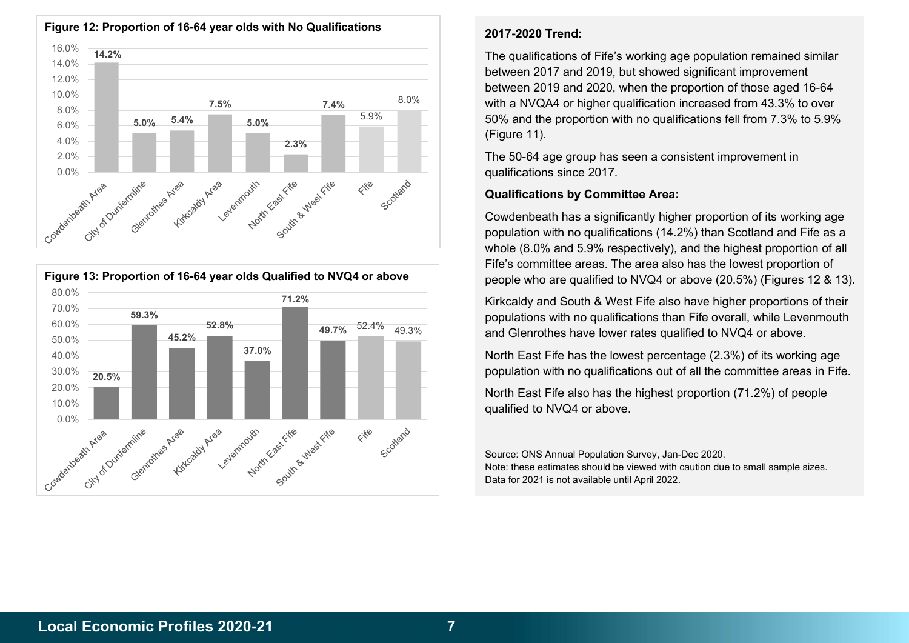**Figure 12: Proportion of 16-64 year olds with No Qualifications**

| Area | No Qualifications |
|---|---|
| Cowdenbeath Area | 14.2% |
| City of Dunfermline | 5.0% |
| Glenrothes Area | 5.4% |
| Kirkcaldy Area | 7.5% |
| Levenmouth | 5.0% |
| North East Fife | 2.3% |
| South & West Fife | 7.4% |
| Fife | 5.9% |
| Scotland | 8.0% |

**Figure 13: Proportion of 16-64 year olds Qualified to NVQ4 or above**

| Area | NVQ4 or above |
|---|---|
| Cowdenbeath Area | 20.5% |
| City of Dunfermline | 59.3% |
| Glenrothes Area | 45.2% |
| Kirkcaldy Area | 52.8% |
| Levenmouth | 37.0% |
| North East Fife | 71.2% |
| South & West Fife | 49.7% |
| Fife | 52.4% |
| Scotland | 49.3% |

**2017-2020 Trend:**

The qualifications of Fife's working age population remained similar between 2017 and 2019, but showed significant improvement between 2019 and 2020, when the proportion of those aged 16-64 with a NVQA4 or higher qualification increased from 43.3% to over 50% and the proportion with no qualifications fell from 7.3% to 5.9% (Figure 11).

The 50-64 age group has seen a consistent improvement in qualifications since 2017.

**Qualifications by Committee Area:**

Cowdenbeath has a significantly higher proportion of its working age population with no qualifications (14.2%) than Scotland and Fife as a whole (8.0% and 5.9% respectively), and the highest proportion of all Fife's committee areas. The area also has the lowest proportion of people who are qualified to NVQ4 or above (20.5%) (Figures 12 & 13).

Kirkcaldy and South & West Fife also have higher proportions of their populations with no qualifications than Fife overall, while Levenmouth and Glenrothes have lower rates qualified to NVQ4 or above.

North East Fife has the lowest percentage (2.3%) of its working age population with no qualifications out of all the committee areas in Fife.

North East Fife also has the highest proportion (71.2%) of people qualified to NVQ4 or above.

Source: ONS Annual Population Survey, Jan-Dec 2020.
Note: these estimates should be viewed with caution due to small sample sizes.
Data for 2021 is not available until April 2022.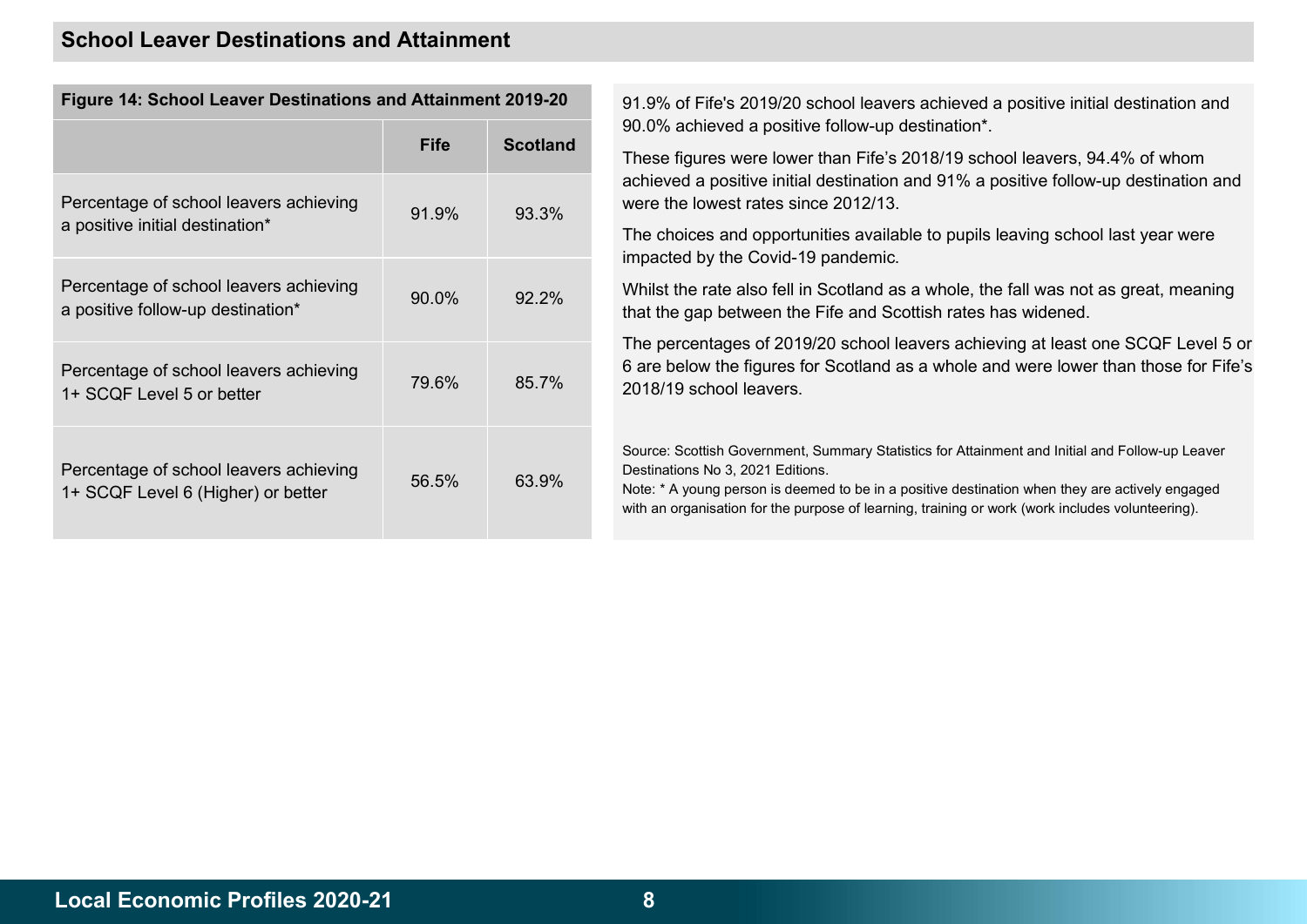## School Leaver Destinations and Attainment

**Figure 14: School Leaver Destinations and Attainment 2019-20**

| | Fife | Scotland |
|---|---|---|
| Percentage of school leavers achieving a positive initial destination* | 91.9% | 93.3% |
| Percentage of school leavers achieving a positive follow-up destination* | 90.0% | 92.2% |
| Percentage of school leavers achieving 1+ SCQF Level 5 or better | 79.6% | 85.7% |
| Percentage of school leavers achieving 1+ SCQF Level 6 (Higher) or better | 56.5% | 63.9% |

91.9% of Fife's 2019/20 school leavers achieved a positive initial destination and 90.0% achieved a positive follow-up destination*.

These figures were lower than Fife's 2018/19 school leavers, 94.4% of whom achieved a positive initial destination and 91% a positive follow-up destination and were the lowest rates since 2012/13.

The choices and opportunities available to pupils leaving school last year were impacted by the Covid-19 pandemic.

Whilst the rate also fell in Scotland as a whole, the fall was not as great, meaning that the gap between the Fife and Scottish rates has widened.

The percentages of 2019/20 school leavers achieving at least one SCQF Level 5 or 6 are below the figures for Scotland as a whole and were lower than those for Fife's 2018/19 school leavers.

Source: Scottish Government, Summary Statistics for Attainment and Initial and Follow-up Leaver Destinations No 3, 2021 Editions.
Note: * A young person is deemed to be in a positive destination when they are actively engaged with an organisation for the purpose of learning, training or work (work includes volunteering).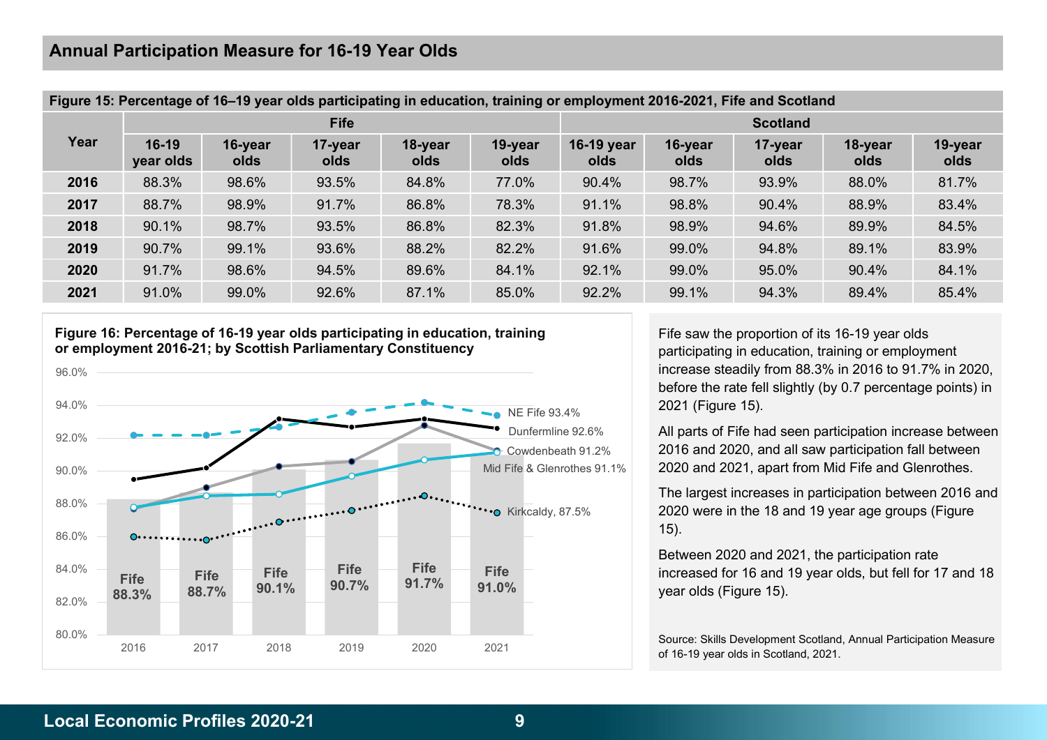## Annual Participation Measure for 16-19 Year Olds

**Figure 15: Percentage of 16–19 year olds participating in education, training or employment 2016-2021, Fife and Scotland**

| Year | Fife | | | | | Scotland | | | | |
|---|---|---|---|---|---|---|---|---|---|---|
| | 16-19 year olds | 16-year olds | 17-year olds | 18-year olds | 19-year olds | 16-19 year olds | 16-year olds | 17-year olds | 18-year olds | 19-year olds |
| **2016** | 88.3% | 98.6% | 93.5% | 84.8% | 77.0% | 90.4% | 98.7% | 93.9% | 88.0% | 81.7% |
| **2017** | 88.7% | 98.9% | 91.7% | 86.8% | 78.3% | 91.1% | 98.8% | 90.4% | 88.9% | 83.4% |
| **2018** | 90.1% | 98.7% | 93.5% | 86.8% | 82.3% | 91.8% | 98.9% | 94.6% | 89.9% | 84.5% |
| **2019** | 90.7% | 99.1% | 93.6% | 88.2% | 82.2% | 91.6% | 99.0% | 94.8% | 89.1% | 83.9% |
| **2020** | 91.7% | 98.6% | 94.5% | 89.6% | 84.1% | 92.1% | 99.0% | 95.0% | 90.4% | 84.1% |
| **2021** | 91.0% | 99.0% | 92.6% | 87.1% | 85.0% | 92.2% | 99.1% | 94.3% | 89.4% | 85.4% |

**Figure 16: Percentage of 16-19 year olds participating in education, training or employment 2016-21; by Scottish Parliamentary Constituency**

Fife saw the proportion of its 16-19 year olds participating in education, training or employment increase steadily from 88.3% in 2016 to 91.7% in 2020, before the rate fell slightly (by 0.7 percentage points) in 2021 (Figure 15).

All parts of Fife had seen participation increase between 2016 and 2020, and all saw participation fall between 2020 and 2021, apart from Mid Fife and Glenrothes.

The largest increases in participation between 2016 and 2020 were in the 18 and 19 year age groups (Figure 15).

Between 2020 and 2021, the participation rate increased for 16 and 19 year olds, but fell for 17 and 18 year olds (Figure 15).

Source: Skills Development Scotland, Annual Participation Measure of 16-19 year olds in Scotland, 2021.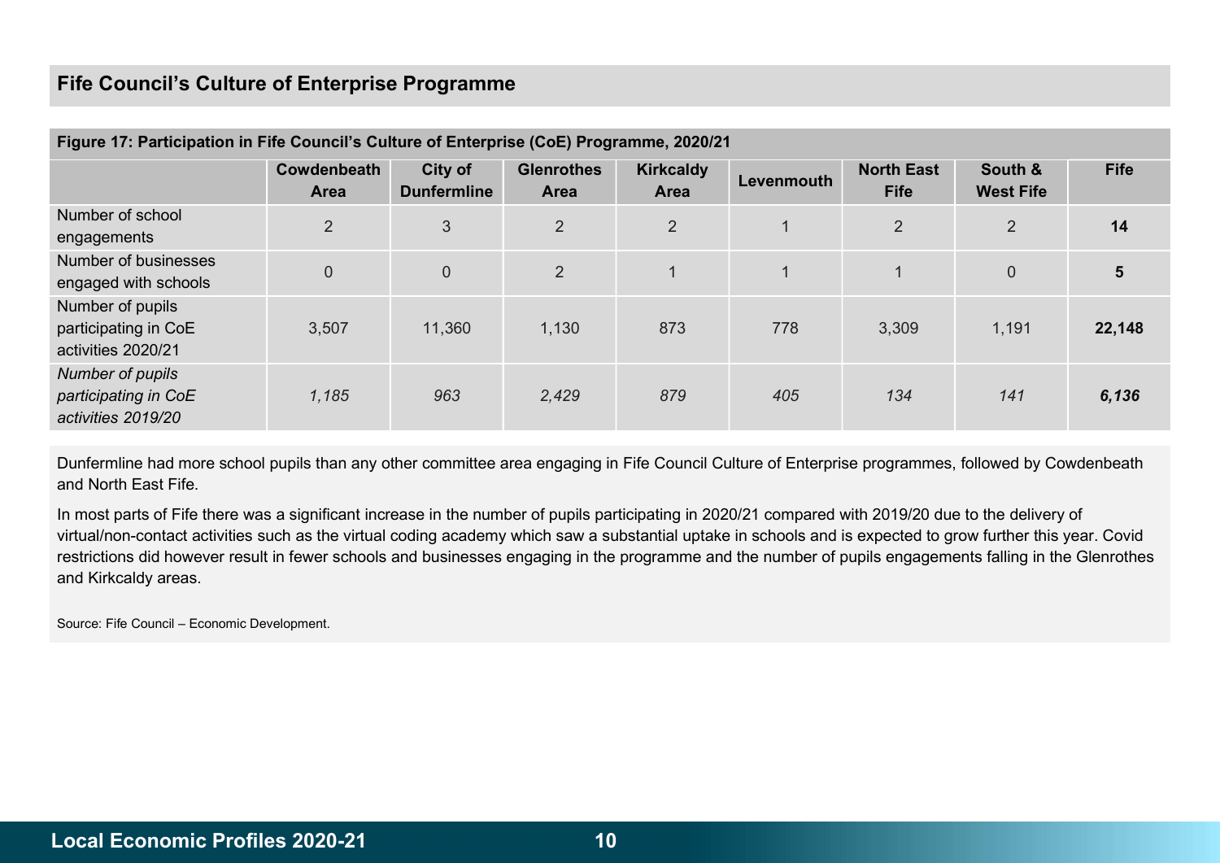## Fife Council's Culture of Enterprise Programme

**Figure 17: Participation in Fife Council's Culture of Enterprise (CoE) Programme, 2020/21**

| | Cowdenbeath Area | City of Dunfermline | Glenrothes Area | Kirkcaldy Area | Levenmouth | North East Fife | South & West Fife | Fife |
|---|---|---|---|---|---|---|---|---|
| Number of school engagements | 2 | 3 | 2 | 2 | 1 | 2 | 2 | **14** |
| Number of businesses engaged with schools | 0 | 0 | 2 | 1 | 1 | 1 | 0 | **5** |
| Number of pupils participating in CoE activities 2020/21 | 3,507 | 11,360 | 1,130 | 873 | 778 | 3,309 | 1,191 | **22,148** |
| *Number of pupils participating in CoE activities 2019/20* | *1,185* | *963* | *2,429* | *879* | *405* | *134* | *141* | ***6,136*** |

Dunfermline had more school pupils than any other committee area engaging in Fife Council Culture of Enterprise programmes, followed by Cowdenbeath and North East Fife.

In most parts of Fife there was a significant increase in the number of pupils participating in 2020/21 compared with 2019/20 due to the delivery of virtual/non-contact activities such as the virtual coding academy which saw a substantial uptake in schools and is expected to grow further this year. Covid restrictions did however result in fewer schools and businesses engaging in the programme and the number of pupils engagements falling in the Glenrothes and Kirkcaldy areas.

Source: Fife Council – Economic Development.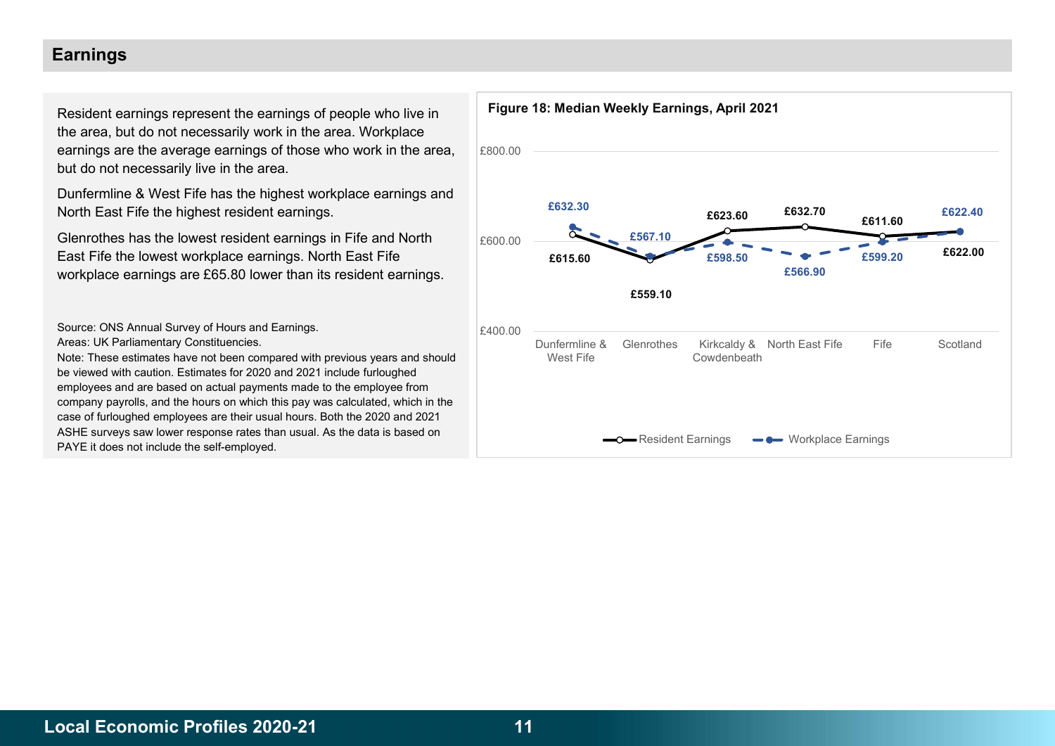## Earnings

Resident earnings represent the earnings of people who live in the area, but do not necessarily work in the area. Workplace earnings are the average earnings of those who work in the area, but do not necessarily live in the area.

Dunfermline & West Fife has the highest workplace earnings and North East Fife the highest resident earnings.

Glenrothes has the lowest resident earnings in Fife and North East Fife the lowest workplace earnings. North East Fife workplace earnings are £65.80 lower than its resident earnings.

Source: ONS Annual Survey of Hours and Earnings.
Areas: UK Parliamentary Constituencies.
Note: These estimates have not been compared with previous years and should be viewed with caution. Estimates for 2020 and 2021 include furloughed employees and are based on actual payments made to the employee from company payrolls, and the hours on which this pay was calculated, which in the case of furloughed employees are their usual hours. Both the 2020 and 2021 ASHE surveys saw lower response rates than usual. As the data is based on PAYE it does not include the self-employed.

**Figure 18: Median Weekly Earnings, April 2021**

| Area | Resident Earnings | Workplace Earnings |
|---|---|---|
| Dunfermline & West Fife | £615.60 | £632.30 |
| Glenrothes | £559.10 | £567.10 |
| Kirkcaldy & Cowdenbeath | £623.60 | £598.50 |
| North East Fife | £632.70 | £566.90 |
| Fife | £611.60 | £599.20 |
| Scotland | £622.00 | £622.40 |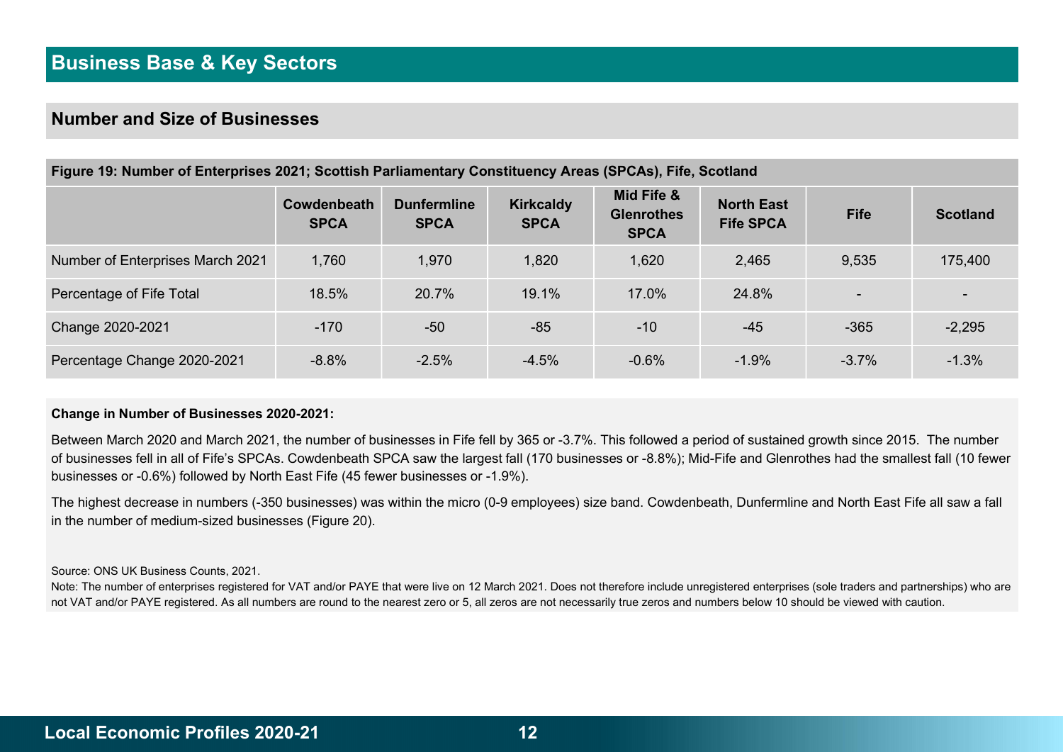## Business Base & Key Sectors

### Number and Size of Businesses

**Figure 19: Number of Enterprises 2021; Scottish Parliamentary Constituency Areas (SPCAs), Fife, Scotland**

| | Cowdenbeath SPCA | Dunfermline SPCA | Kirkcaldy SPCA | Mid Fife & Glenrothes SPCA | North East Fife SPCA | Fife | Scotland |
|---|---|---|---|---|---|---|---|
| Number of Enterprises March 2021 | 1,760 | 1,970 | 1,820 | 1,620 | 2,465 | 9,535 | 175,400 |
| Percentage of Fife Total | 18.5% | 20.7% | 19.1% | 17.0% | 24.8% | - | - |
| Change 2020-2021 | -170 | -50 | -85 | -10 | -45 | -365 | -2,295 |
| Percentage Change 2020-2021 | -8.8% | -2.5% | -4.5% | -0.6% | -1.9% | -3.7% | -1.3% |

**Change in Number of Businesses 2020-2021:**

Between March 2020 and March 2021, the number of businesses in Fife fell by 365 or -3.7%. This followed a period of sustained growth since 2015. The number of businesses fell in all of Fife's SPCAs. Cowdenbeath SPCA saw the largest fall (170 businesses or -8.8%); Mid-Fife and Glenrothes had the smallest fall (10 fewer businesses or -0.6%) followed by North East Fife (45 fewer businesses or -1.9%).

The highest decrease in numbers (-350 businesses) was within the micro (0-9 employees) size band. Cowdenbeath, Dunfermline and North East Fife all saw a fall in the number of medium-sized businesses (Figure 20).

Source: ONS UK Business Counts, 2021.

Note: The number of enterprises registered for VAT and/or PAYE that were live on 12 March 2021. Does not therefore include unregistered enterprises (sole traders and partnerships) who are not VAT and/or PAYE registered. As all numbers are round to the nearest zero or 5, all zeros are not necessarily true zeros and numbers below 10 should be viewed with caution.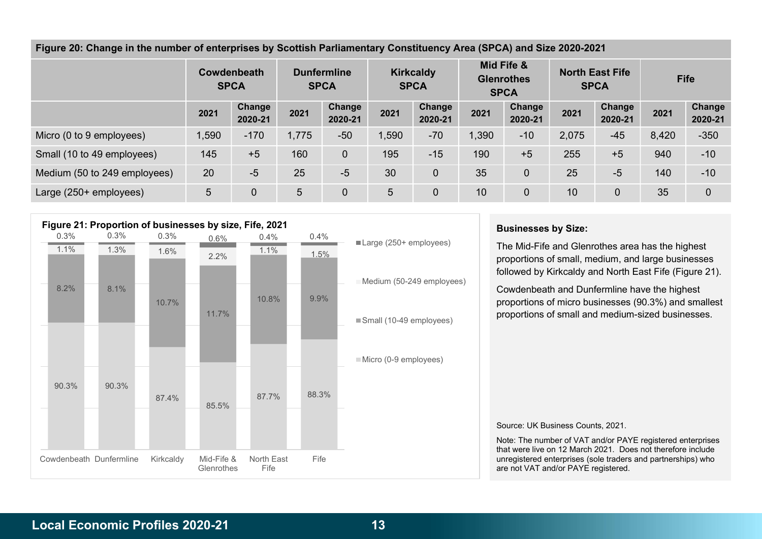**Figure 20: Change in the number of enterprises by Scottish Parliamentary Constituency Area (SPCA) and Size 2020-2021**

| | Cowdenbeath SPCA | | Dunfermline SPCA | | Kirkcaldy SPCA | | Mid Fife & Glenrothes SPCA | | North East Fife SPCA | | Fife | |
|---|---|---|---|---|---|---|---|---|---|---|---|---|
| | 2021 | Change 2020-21 | 2021 | Change 2020-21 | 2021 | Change 2020-21 | 2021 | Change 2020-21 | 2021 | Change 2020-21 | 2021 | Change 2020-21 |
| Micro (0 to 9 employees) | 1,590 | -170 | 1,775 | -50 | 1,590 | -70 | 1,390 | -10 | 2,075 | -45 | 8,420 | -350 |
| Small (10 to 49 employees) | 145 | +5 | 160 | 0 | 195 | -15 | 190 | +5 | 255 | +5 | 940 | -10 |
| Medium (50 to 249 employees) | 20 | -5 | 25 | -5 | 30 | 0 | 35 | 0 | 25 | -5 | 140 | -10 |
| Large (250+ employees) | 5 | 0 | 5 | 0 | 5 | 0 | 10 | 0 | 10 | 0 | 35 | 0 |

**Figure 21: Proportion of businesses by size, Fife, 2021**

| | Cowdenbeath | Dunfermline | Kirkcaldy | Mid-Fife & Glenrothes | North East Fife | Fife |
|---|---|---|---|---|---|---|
| Large (250+ employees) | 0.3% | 0.3% | 0.3% | 0.6% | 0.4% | 0.4% |
| Medium (50-249 employees) | 1.1% | 1.3% | 1.6% | 2.2% | 1.1% | 1.5% |
| Small (10-49 employees) | 8.2% | 8.1% | 10.7% | 11.7% | 10.8% | 9.9% |
| Micro (0-9 employees) | 90.3% | 90.3% | 87.4% | 85.5% | 87.7% | 88.3% |

**Businesses by Size:**

The Mid-Fife and Glenrothes area has the highest proportions of small, medium, and large businesses followed by Kirkcaldy and North East Fife (Figure 21).

Cowdenbeath and Dunfermline have the highest proportions of micro businesses (90.3%) and smallest proportions of small and medium-sized businesses.

Source: UK Business Counts, 2021.

Note: The number of VAT and/or PAYE registered enterprises that were live on 12 March 2021. Does not therefore include unregistered enterprises (sole traders and partnerships) who are not VAT and/or PAYE registered.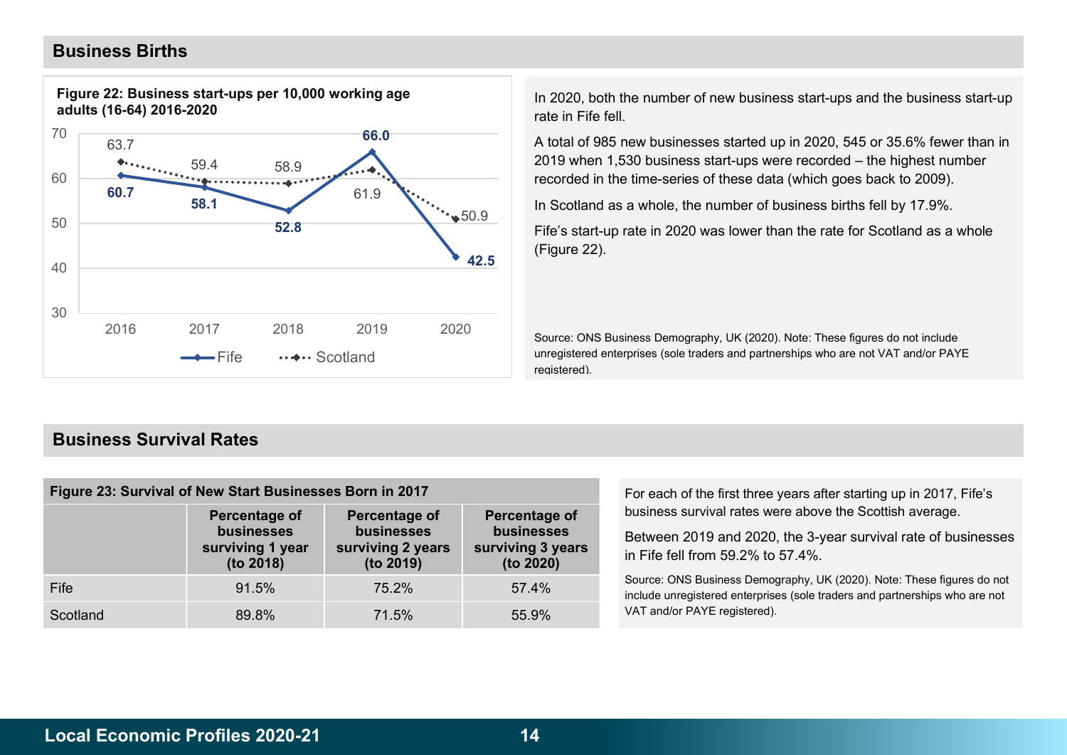## Business Births

**Figure 22: Business start-ups per 10,000 working age adults (16-64) 2016-2020**

| | 2016 | 2017 | 2018 | 2019 | 2020 |
|---|---|---|---|---|---|
| Fife | 60.7 | 58.1 | 52.8 | 66.0 | 42.5 |
| Scotland | 63.7 | 59.4 | 58.9 | 61.9 | 50.9 |

In 2020, both the number of new business start-ups and the business start-up rate in Fife fell.

A total of 985 new businesses started up in 2020, 545 or 35.6% fewer than in 2019 when 1,530 business start-ups were recorded – the highest number recorded in the time-series of these data (which goes back to 2009).

In Scotland as a whole, the number of business births fell by 17.9%.

Fife's start-up rate in 2020 was lower than the rate for Scotland as a whole (Figure 22).

Source: ONS Business Demography, UK (2020). Note: These figures do not include unregistered enterprises (sole traders and partnerships who are not VAT and/or PAYE registered).

## Business Survival Rates

**Figure 23: Survival of New Start Businesses Born in 2017**

| | Percentage of businesses surviving 1 year (to 2018) | Percentage of businesses surviving 2 years (to 2019) | Percentage of businesses surviving 3 years (to 2020) |
|---|---|---|---|
| Fife | 91.5% | 75.2% | 57.4% |
| Scotland | 89.8% | 71.5% | 55.9% |

For each of the first three years after starting up in 2017, Fife's business survival rates were above the Scottish average.

Between 2019 and 2020, the 3-year survival rate of businesses in Fife fell from 59.2% to 57.4%.

Source: ONS Business Demography, UK (2020). Note: These figures do not include unregistered enterprises (sole traders and partnerships who are not VAT and/or PAYE registered).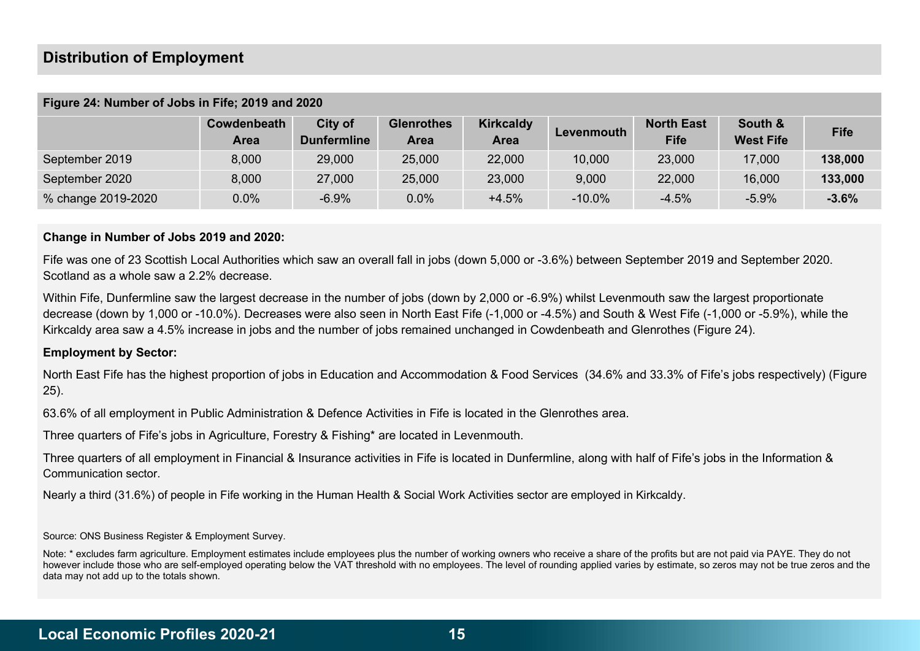## Distribution of Employment

**Figure 24: Number of Jobs in Fife; 2019 and 2020**

| | Cowdenbeath Area | City of Dunfermline | Glenrothes Area | Kirkcaldy Area | Levenmouth | North East Fife | South & West Fife | Fife |
|---|---|---|---|---|---|---|---|---|
| September 2019 | 8,000 | 29,000 | 25,000 | 22,000 | 10,000 | 23,000 | 17,000 | **138,000** |
| September 2020 | 8,000 | 27,000 | 25,000 | 23,000 | 9,000 | 22,000 | 16,000 | **133,000** |
| % change 2019-2020 | 0.0% | -6.9% | 0.0% | +4.5% | -10.0% | -4.5% | -5.9% | **-3.6%** |

**Change in Number of Jobs 2019 and 2020:**

Fife was one of 23 Scottish Local Authorities which saw an overall fall in jobs (down 5,000 or -3.6%) between September 2019 and September 2020. Scotland as a whole saw a 2.2% decrease.

Within Fife, Dunfermline saw the largest decrease in the number of jobs (down by 2,000 or -6.9%) whilst Levenmouth saw the largest proportionate decrease (down by 1,000 or -10.0%). Decreases were also seen in North East Fife (-1,000 or -4.5%) and South & West Fife (-1,000 or -5.9%), while the Kirkcaldy area saw a 4.5% increase in jobs and the number of jobs remained unchanged in Cowdenbeath and Glenrothes (Figure 24).

**Employment by Sector:**

North East Fife has the highest proportion of jobs in Education and Accommodation & Food Services (34.6% and 33.3% of Fife's jobs respectively) (Figure 25).

63.6% of all employment in Public Administration & Defence Activities in Fife is located in the Glenrothes area.

Three quarters of Fife's jobs in Agriculture, Forestry & Fishing* are located in Levenmouth.

Three quarters of all employment in Financial & Insurance activities in Fife is located in Dunfermline, along with half of Fife's jobs in the Information & Communication sector.

Nearly a third (31.6%) of people in Fife working in the Human Health & Social Work Activities sector are employed in Kirkcaldy.

Source: ONS Business Register & Employment Survey.

Note: * excludes farm agriculture. Employment estimates include employees plus the number of working owners who receive a share of the profits but are not paid via PAYE. They do not however include those who are self-employed operating below the VAT threshold with no employees. The level of rounding applied varies by estimate, so zeros may not be true zeros and the data may not add up to the totals shown.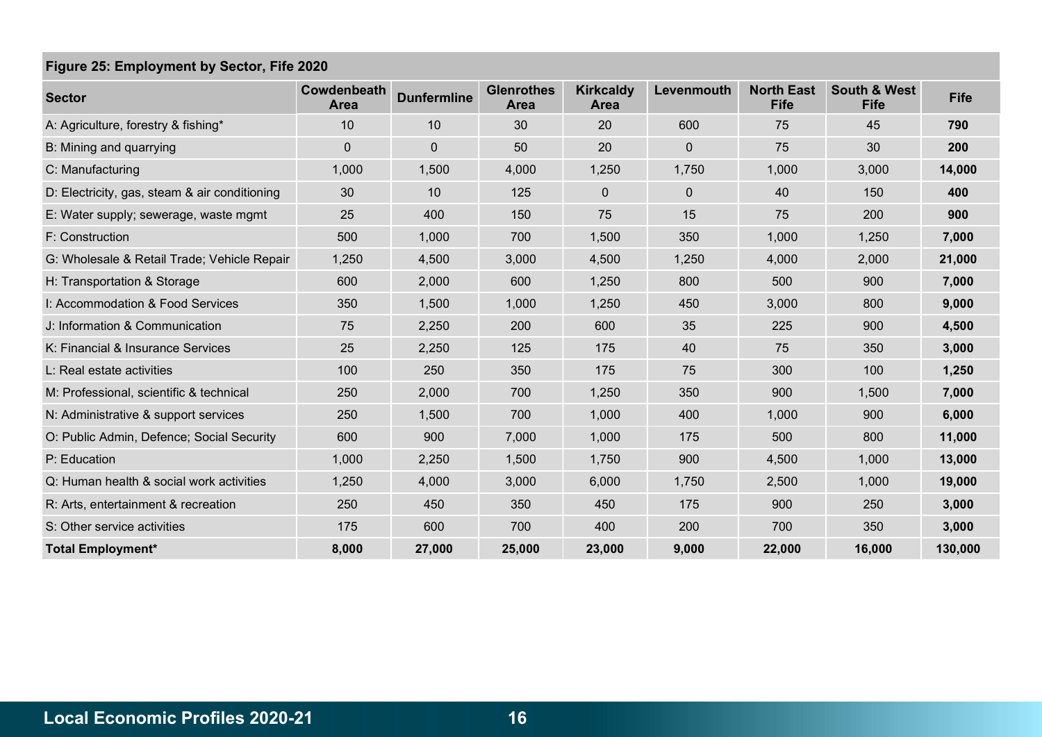**Figure 25: Employment by Sector, Fife 2020**

| Sector | Cowdenbeath Area | Dunfermline | Glenrothes Area | Kirkcaldy Area | Levenmouth | North East Fife | South & West Fife | Fife |
|---|---|---|---|---|---|---|---|---|
| A: Agriculture, forestry & fishing* | 10 | 10 | 30 | 20 | 600 | 75 | 45 | **790** |
| B: Mining and quarrying | 0 | 0 | 50 | 20 | 0 | 75 | 30 | **200** |
| C: Manufacturing | 1,000 | 1,500 | 4,000 | 1,250 | 1,750 | 1,000 | 3,000 | **14,000** |
| D: Electricity, gas, steam & air conditioning | 30 | 10 | 125 | 0 | 0 | 40 | 150 | **400** |
| E: Water supply; sewerage, waste mgmt | 25 | 400 | 150 | 75 | 15 | 75 | 200 | **900** |
| F: Construction | 500 | 1,000 | 700 | 1,500 | 350 | 1,000 | 1,250 | **7,000** |
| G: Wholesale & Retail Trade; Vehicle Repair | 1,250 | 4,500 | 3,000 | 4,500 | 1,250 | 4,000 | 2,000 | **21,000** |
| H: Transportation & Storage | 600 | 2,000 | 600 | 1,250 | 800 | 500 | 900 | **7,000** |
| I: Accommodation & Food Services | 350 | 1,500 | 1,000 | 1,250 | 450 | 3,000 | 800 | **9,000** |
| J: Information & Communication | 75 | 2,250 | 200 | 600 | 35 | 225 | 900 | **4,500** |
| K: Financial & Insurance Services | 25 | 2,250 | 125 | 175 | 40 | 75 | 350 | **3,000** |
| L: Real estate activities | 100 | 250 | 350 | 175 | 75 | 300 | 100 | **1,250** |
| M: Professional, scientific & technical | 250 | 2,000 | 700 | 1,250 | 350 | 900 | 1,500 | **7,000** |
| N: Administrative & support services | 250 | 1,500 | 700 | 1,000 | 400 | 1,000 | 900 | **6,000** |
| O: Public Admin, Defence; Social Security | 600 | 900 | 7,000 | 1,000 | 175 | 500 | 800 | **11,000** |
| P: Education | 1,000 | 2,250 | 1,500 | 1,750 | 900 | 4,500 | 1,000 | **13,000** |
| Q: Human health & social work activities | 1,250 | 4,000 | 3,000 | 6,000 | 1,750 | 2,500 | 1,000 | **19,000** |
| R: Arts, entertainment & recreation | 250 | 450 | 350 | 450 | 175 | 900 | 250 | **3,000** |
| S: Other service activities | 175 | 600 | 700 | 400 | 200 | 700 | 350 | **3,000** |
| **Total Employment*** | **8,000** | **27,000** | **25,000** | **23,000** | **9,000** | **22,000** | **16,000** | **130,000** |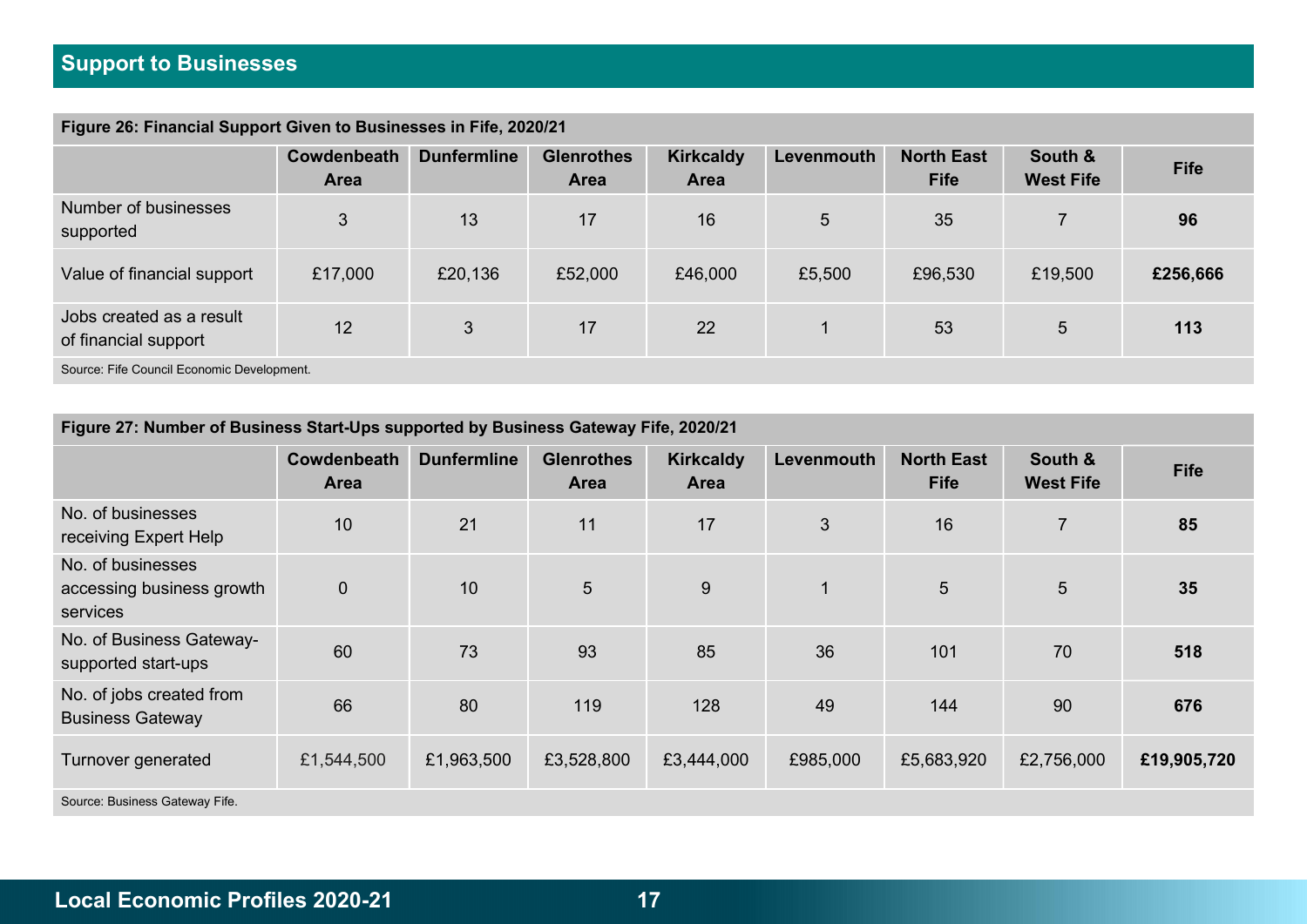## Support to Businesses

**Figure 26: Financial Support Given to Businesses in Fife, 2020/21**

| | Cowdenbeath Area | Dunfermline | Glenrothes Area | Kirkcaldy Area | Levenmouth | North East Fife | South & West Fife | Fife |
|---|---|---|---|---|---|---|---|---|
| Number of businesses supported | 3 | 13 | 17 | 16 | 5 | 35 | 7 | **96** |
| Value of financial support | £17,000 | £20,136 | £52,000 | £46,000 | £5,500 | £96,530 | £19,500 | **£256,666** |
| Jobs created as a result of financial support | 12 | 3 | 17 | 22 | 1 | 53 | 5 | **113** |

Source: Fife Council Economic Development.

**Figure 27: Number of Business Start-Ups supported by Business Gateway Fife, 2020/21**

| | Cowdenbeath Area | Dunfermline | Glenrothes Area | Kirkcaldy Area | Levenmouth | North East Fife | South & West Fife | Fife |
|---|---|---|---|---|---|---|---|---|
| No. of businesses receiving Expert Help | 10 | 21 | 11 | 17 | 3 | 16 | 7 | **85** |
| No. of businesses accessing business growth services | 0 | 10 | 5 | 9 | 1 | 5 | 5 | **35** |
| No. of Business Gateway-supported start-ups | 60 | 73 | 93 | 85 | 36 | 101 | 70 | **518** |
| No. of jobs created from Business Gateway | 66 | 80 | 119 | 128 | 49 | 144 | 90 | **676** |
| Turnover generated | £1,544,500 | £1,963,500 | £3,528,800 | £3,444,000 | £985,000 | £5,683,920 | £2,756,000 | **£19,905,720** |

Source: Business Gateway Fife.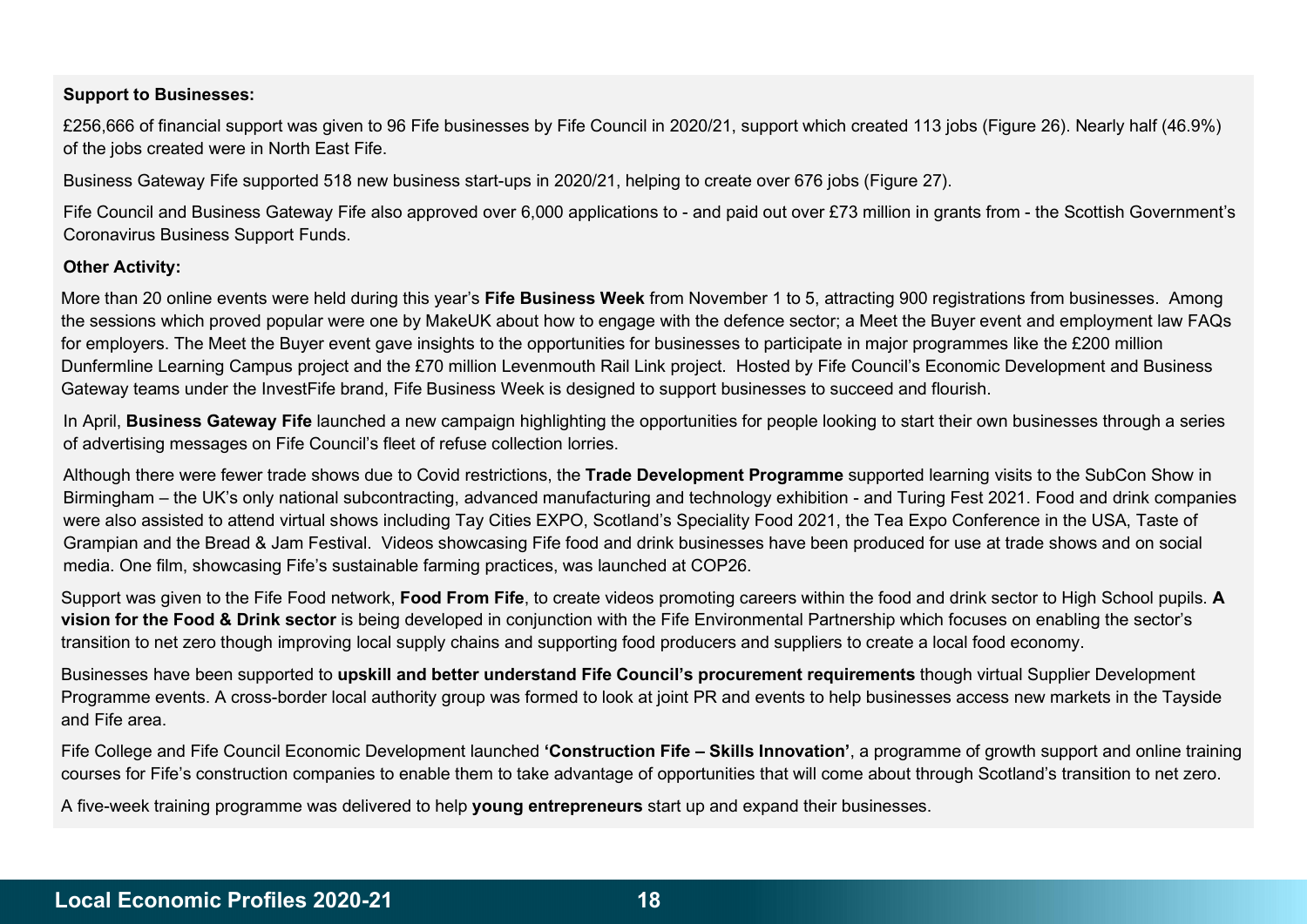**Support to Businesses:**

£256,666 of financial support was given to 96 Fife businesses by Fife Council in 2020/21, support which created 113 jobs (Figure 26). Nearly half (46.9%) of the jobs created were in North East Fife.

Business Gateway Fife supported 518 new business start-ups in 2020/21, helping to create over 676 jobs (Figure 27).

Fife Council and Business Gateway Fife also approved over 6,000 applications to - and paid out over £73 million in grants from - the Scottish Government's Coronavirus Business Support Funds.

**Other Activity:**

More than 20 online events were held during this year's **Fife Business Week** from November 1 to 5, attracting 900 registrations from businesses. Among the sessions which proved popular were one by MakeUK about how to engage with the defence sector; a Meet the Buyer event and employment law FAQs for employers. The Meet the Buyer event gave insights to the opportunities for businesses to participate in major programmes like the £200 million Dunfermline Learning Campus project and the £70 million Levenmouth Rail Link project. Hosted by Fife Council's Economic Development and Business Gateway teams under the InvestFife brand, Fife Business Week is designed to support businesses to succeed and flourish.

In April, **Business Gateway Fife** launched a new campaign highlighting the opportunities for people looking to start their own businesses through a series of advertising messages on Fife Council's fleet of refuse collection lorries.

Although there were fewer trade shows due to Covid restrictions, the **Trade Development Programme** supported learning visits to the SubCon Show in Birmingham – the UK's only national subcontracting, advanced manufacturing and technology exhibition - and Turing Fest 2021. Food and drink companies were also assisted to attend virtual shows including Tay Cities EXPO, Scotland's Speciality Food 2021, the Tea Expo Conference in the USA, Taste of Grampian and the Bread & Jam Festival. Videos showcasing Fife food and drink businesses have been produced for use at trade shows and on social media. One film, showcasing Fife's sustainable farming practices, was launched at COP26.

Support was given to the Fife Food network, **Food From Fife**, to create videos promoting careers within the food and drink sector to High School pupils. **A vision for the Food & Drink sector** is being developed in conjunction with the Fife Environmental Partnership which focuses on enabling the sector's transition to net zero though improving local supply chains and supporting food producers and suppliers to create a local food economy.

Businesses have been supported to **upskill and better understand Fife Council's procurement requirements** though virtual Supplier Development Programme events. A cross-border local authority group was formed to look at joint PR and events to help businesses access new markets in the Tayside and Fife area.

Fife College and Fife Council Economic Development launched **'Construction Fife – Skills Innovation'**, a programme of growth support and online training courses for Fife's construction companies to enable them to take advantage of opportunities that will come about through Scotland's transition to net zero.

A five-week training programme was delivered to help **young entrepreneurs** start up and expand their businesses.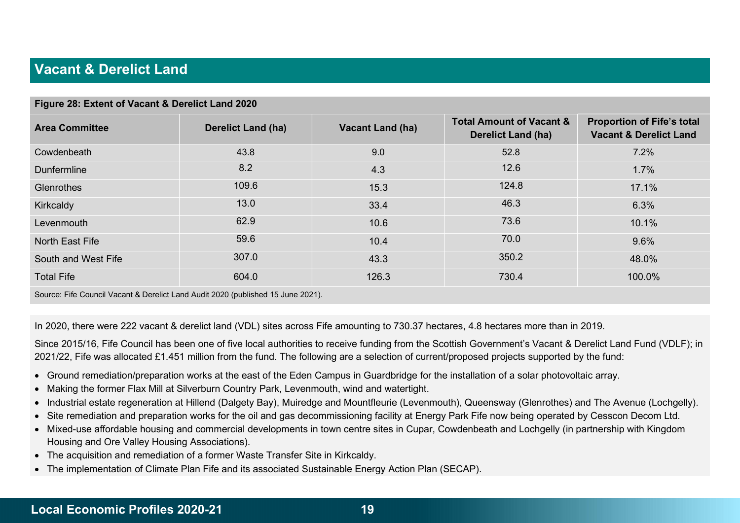## Vacant & Derelict Land

**Figure 28: Extent of Vacant & Derelict Land 2020**

| Area Committee | Derelict Land (ha) | Vacant Land (ha) | Total Amount of Vacant & Derelict Land (ha) | Proportion of Fife's total Vacant & Derelict Land |
|---|---|---|---|---|
| Cowdenbeath | 43.8 | 9.0 | 52.8 | 7.2% |
| Dunfermline | 8.2 | 4.3 | 12.6 | 1.7% |
| Glenrothes | 109.6 | 15.3 | 124.8 | 17.1% |
| Kirkcaldy | 13.0 | 33.4 | 46.3 | 6.3% |
| Levenmouth | 62.9 | 10.6 | 73.6 | 10.1% |
| North East Fife | 59.6 | 10.4 | 70.0 | 9.6% |
| South and West Fife | 307.0 | 43.3 | 350.2 | 48.0% |
| Total Fife | 604.0 | 126.3 | 730.4 | 100.0% |

Source: Fife Council Vacant & Derelict Land Audit 2020 (published 15 June 2021).

In 2020, there were 222 vacant & derelict land (VDL) sites across Fife amounting to 730.37 hectares, 4.8 hectares more than in 2019.

Since 2015/16, Fife Council has been one of five local authorities to receive funding from the Scottish Government's Vacant & Derelict Land Fund (VDLF); in 2021/22, Fife was allocated £1.451 million from the fund. The following are a selection of current/proposed projects supported by the fund:

- Ground remediation/preparation works at the east of the Eden Campus in Guardbridge for the installation of a solar photovoltaic array.
- Making the former Flax Mill at Silverburn Country Park, Levenmouth, wind and watertight.
- Industrial estate regeneration at Hillend (Dalgety Bay), Muiredge and Mountfleurie (Levenmouth), Queensway (Glenrothes) and The Avenue (Lochgelly).
- Site remediation and preparation works for the oil and gas decommissioning facility at Energy Park Fife now being operated by Cesscon Decom Ltd.
- Mixed-use affordable housing and commercial developments in town centre sites in Cupar, Cowdenbeath and Lochgelly (in partnership with Kingdom Housing and Ore Valley Housing Associations).
- The acquisition and remediation of a former Waste Transfer Site in Kirkcaldy.
- The implementation of Climate Plan Fife and its associated Sustainable Energy Action Plan (SECAP).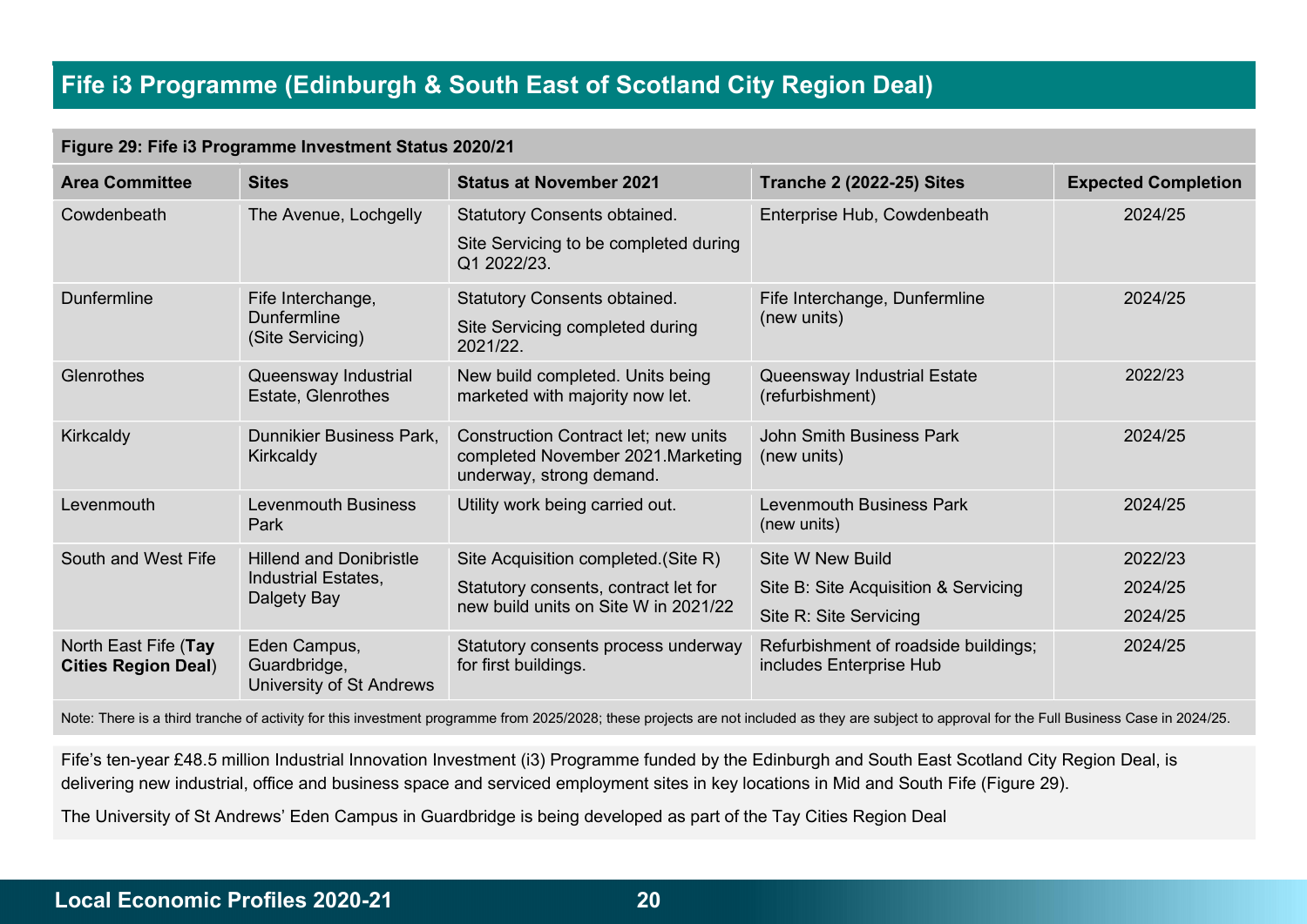# Fife i3 Programme (Edinburgh & South East of Scotland City Region Deal)

**Figure 29: Fife i3 Programme Investment Status 2020/21**

| Area Committee | Sites | Status at November 2021 | Tranche 2 (2022-25) Sites | Expected Completion |
|---|---|---|---|---|
| Cowdenbeath | The Avenue, Lochgelly | Statutory Consents obtained. Site Servicing to be completed during Q1 2022/23. | Enterprise Hub, Cowdenbeath | 2024/25 |
| Dunfermline | Fife Interchange, Dunfermline (Site Servicing) | Statutory Consents obtained. Site Servicing completed during 2021/22. | Fife Interchange, Dunfermline (new units) | 2024/25 |
| Glenrothes | Queensway Industrial Estate, Glenrothes | New build completed. Units being marketed with majority now let. | Queensway Industrial Estate (refurbishment) | 2022/23 |
| Kirkcaldy | Dunnikier Business Park, Kirkcaldy | Construction Contract let; new units completed November 2021.Marketing underway, strong demand. | John Smith Business Park (new units) | 2024/25 |
| Levenmouth | Levenmouth Business Park | Utility work being carried out. | Levenmouth Business Park (new units) | 2024/25 |
| South and West Fife | Hillend and Donibristle Industrial Estates, Dalgety Bay | Site Acquisition completed.(Site R) Statutory consents, contract let for new build units on Site W in 2021/22 | Site W New Build | 2022/23 |
| | | | Site B: Site Acquisition & Servicing | 2024/25 |
| | | | Site R: Site Servicing | 2024/25 |
| North East Fife (**Tay Cities Region Deal**) | Eden Campus, Guardbridge, University of St Andrews | Statutory consents process underway for first buildings. | Refurbishment of roadside buildings; includes Enterprise Hub | 2024/25 |

Note: There is a third tranche of activity for this investment programme from 2025/2028; these projects are not included as they are subject to approval for the Full Business Case in 2024/25.

Fife's ten-year £48.5 million Industrial Innovation Investment (i3) Programme funded by the Edinburgh and South East Scotland City Region Deal, is delivering new industrial, office and business space and serviced employment sites in key locations in Mid and South Fife (Figure 29).

The University of St Andrews' Eden Campus in Guardbridge is being developed as part of the Tay Cities Region Deal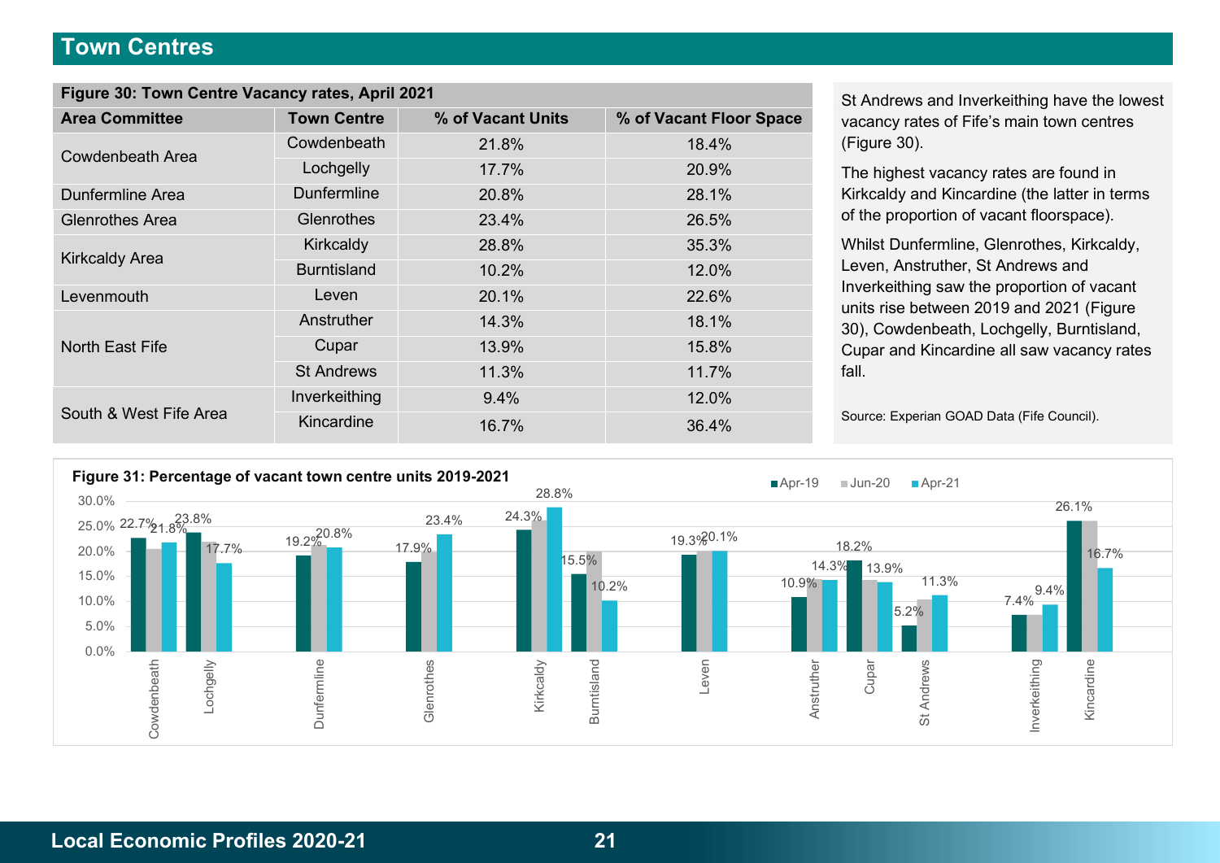## Town Centres

**Figure 30: Town Centre Vacancy rates, April 2021**

| Area Committee | Town Centre | % of Vacant Units | % of Vacant Floor Space |
|---|---|---|---|
| Cowdenbeath Area | Cowdenbeath | 21.8% | 18.4% |
| | Lochgelly | 17.7% | 20.9% |
| Dunfermline Area | Dunfermline | 20.8% | 28.1% |
| Glenrothes Area | Glenrothes | 23.4% | 26.5% |
| Kirkcaldy Area | Kirkcaldy | 28.8% | 35.3% |
| | Burntisland | 10.2% | 12.0% |
| Levenmouth | Leven | 20.1% | 22.6% |
| North East Fife | Anstruther | 14.3% | 18.1% |
| | Cupar | 13.9% | 15.8% |
| | St Andrews | 11.3% | 11.7% |
| South & West Fife Area | Inverkeithing | 9.4% | 12.0% |
| | Kincardine | 16.7% | 36.4% |

St Andrews and Inverkeithing have the lowest vacancy rates of Fife's main town centres (Figure 30).

The highest vacancy rates are found in Kirkcaldy and Kincardine (the latter in terms of the proportion of vacant floorspace).

Whilst Dunfermline, Glenrothes, Kirkcaldy, Leven, Anstruther, St Andrews and Inverkeithing saw the proportion of vacant units rise between 2019 and 2021 (Figure 30), Cowdenbeath, Lochgelly, Burntisland, Cupar and Kincardine all saw vacancy rates fall.

Source: Experian GOAD Data (Fife Council).

**Figure 31: Percentage of vacant town centre units 2019-2021**

| Town Centre | Apr-19 | Jun-20 | Apr-21 |
|---|---|---|---|
| Cowdenbeath | 22.7% | | 21.8% |
| Lochgelly | 23.8% | | 17.7% |
| Dunfermline | 19.2% | | 20.8% |
| Glenrothes | 17.9% | | 23.4% |
| Kirkcaldy | 24.3% | | 28.8% |
| Burntisland | 15.5% | | 10.2% |
| Leven | 19.3% | | 20.1% |
| Anstruther | 10.9% | | 14.3% |
| Cupar | 18.2% | | 13.9% |
| St Andrews | 5.2% | | 11.3% |
| Inverkeithing | 7.4% | | 9.4% |
| Kincardine | 26.1% | | 16.7% |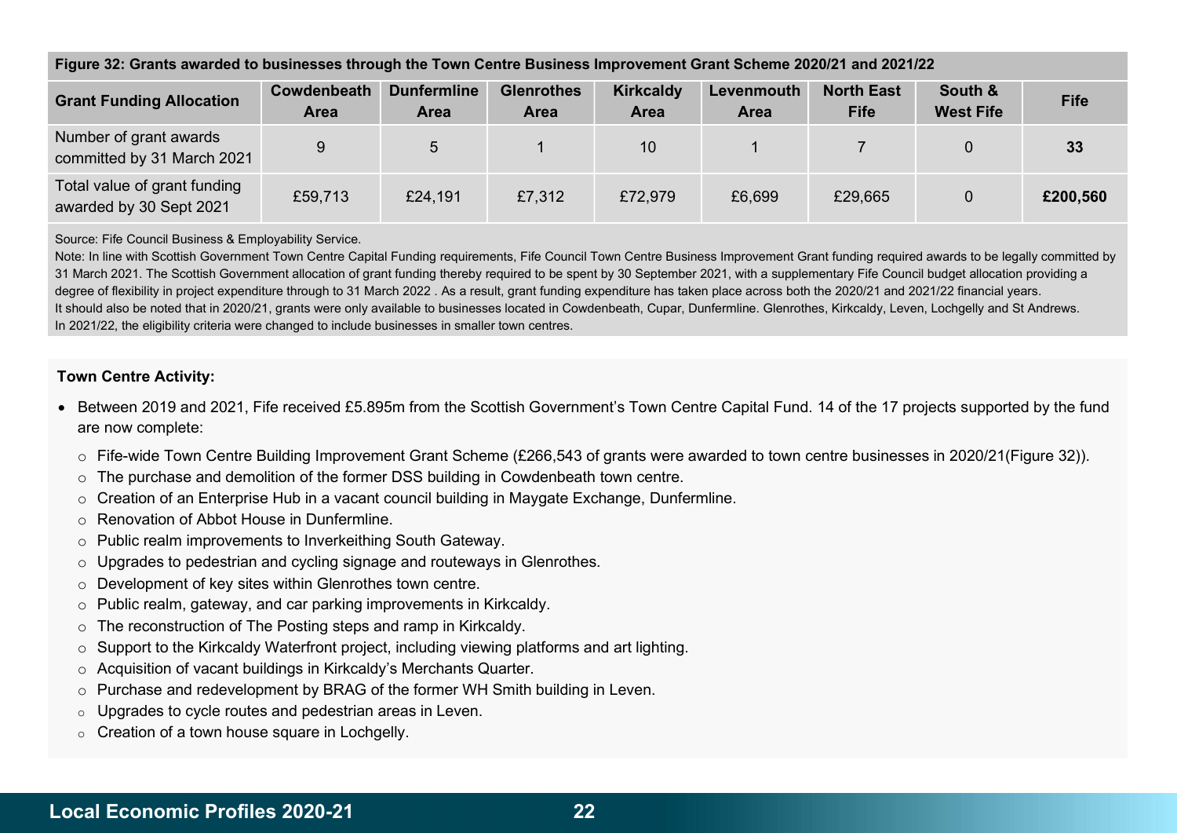**Figure 32: Grants awarded to businesses through the Town Centre Business Improvement Grant Scheme 2020/21 and 2021/22**

| Grant Funding Allocation | Cowdenbeath Area | Dunfermline Area | Glenrothes Area | Kirkcaldy Area | Levenmouth Area | North East Fife | South & West Fife | Fife |
|---|---|---|---|---|---|---|---|---|
| Number of grant awards committed by 31 March 2021 | 9 | 5 | 1 | 10 | 1 | 7 | 0 | **33** |
| Total value of grant funding awarded by 30 Sept 2021 | £59,713 | £24,191 | £7,312 | £72,979 | £6,699 | £29,665 | 0 | **£200,560** |

Source: Fife Council Business & Employability Service.
Note: In line with Scottish Government Town Centre Capital Funding requirements, Fife Council Town Centre Business Improvement Grant funding required awards to be legally committed by 31 March 2021. The Scottish Government allocation of grant funding thereby required to be spent by 30 September 2021, with a supplementary Fife Council budget allocation providing a degree of flexibility in project expenditure through to 31 March 2022 . As a result, grant funding expenditure has taken place across both the 2020/21 and 2021/22 financial years.
It should also be noted that in 2020/21, grants were only available to businesses located in Cowdenbeath, Cupar, Dunfermline. Glenrothes, Kirkcaldy, Leven, Lochgelly and St Andrews. In 2021/22, the eligibility criteria were changed to include businesses in smaller town centres.

**Town Centre Activity:**

- Between 2019 and 2021, Fife received £5.895m from the Scottish Government's Town Centre Capital Fund. 14 of the 17 projects supported by the fund are now complete:
  - Fife-wide Town Centre Building Improvement Grant Scheme (£266,543 of grants were awarded to town centre businesses in 2020/21(Figure 32)).
  - The purchase and demolition of the former DSS building in Cowdenbeath town centre.
  - Creation of an Enterprise Hub in a vacant council building in Maygate Exchange, Dunfermline.
  - Renovation of Abbot House in Dunfermline.
  - Public realm improvements to Inverkeithing South Gateway.
  - Upgrades to pedestrian and cycling signage and routeways in Glenrothes.
  - Development of key sites within Glenrothes town centre.
  - Public realm, gateway, and car parking improvements in Kirkcaldy.
  - The reconstruction of The Posting steps and ramp in Kirkcaldy.
  - Support to the Kirkcaldy Waterfront project, including viewing platforms and art lighting.
  - Acquisition of vacant buildings in Kirkcaldy's Merchants Quarter.
  - Purchase and redevelopment by BRAG of the former WH Smith building in Leven.
  - Upgrades to cycle routes and pedestrian areas in Leven.
  - Creation of a town house square in Lochgelly.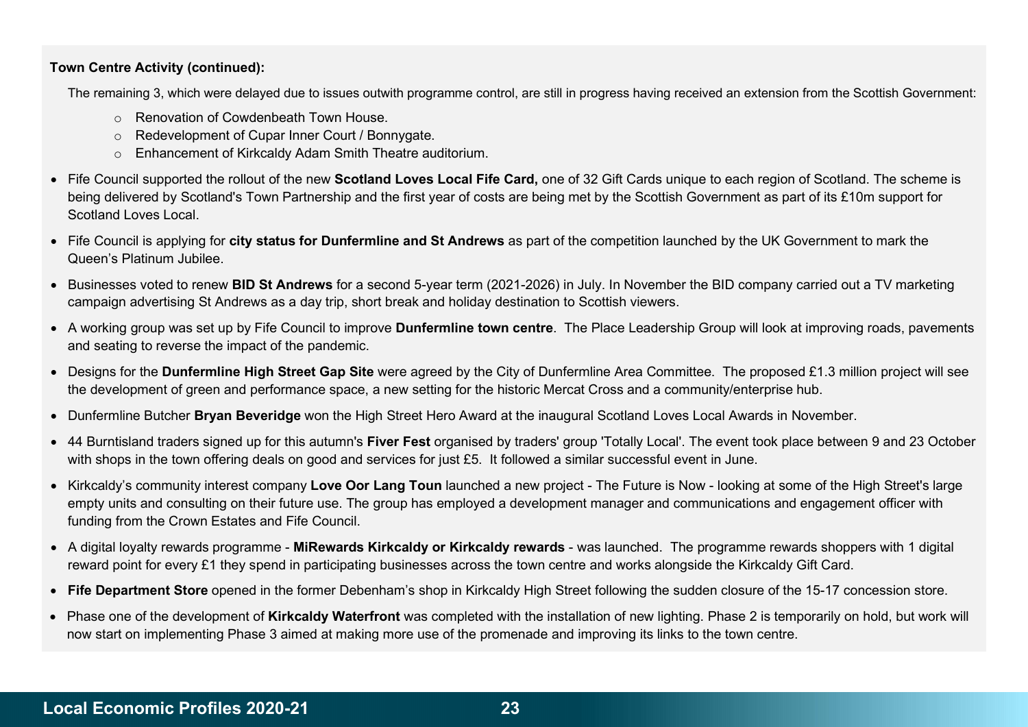**Town Centre Activity (continued):**

The remaining 3, which were delayed due to issues outwith programme control, are still in progress having received an extension from the Scottish Government:

- Renovation of Cowdenbeath Town House.
- Redevelopment of Cupar Inner Court / Bonnygate.
- Enhancement of Kirkcaldy Adam Smith Theatre auditorium.

- Fife Council supported the rollout of the new **Scotland Loves Local Fife Card,** one of 32 Gift Cards unique to each region of Scotland. The scheme is being delivered by Scotland's Town Partnership and the first year of costs are being met by the Scottish Government as part of its £10m support for Scotland Loves Local.
- Fife Council is applying for **city status for Dunfermline and St Andrews** as part of the competition launched by the UK Government to mark the Queen's Platinum Jubilee.
- Businesses voted to renew **BID St Andrews** for a second 5-year term (2021-2026) in July. In November the BID company carried out a TV marketing campaign advertising St Andrews as a day trip, short break and holiday destination to Scottish viewers.
- A working group was set up by Fife Council to improve **Dunfermline town centre**. The Place Leadership Group will look at improving roads, pavements and seating to reverse the impact of the pandemic.
- Designs for the **Dunfermline High Street Gap Site** were agreed by the City of Dunfermline Area Committee. The proposed £1.3 million project will see the development of green and performance space, a new setting for the historic Mercat Cross and a community/enterprise hub.
- Dunfermline Butcher **Bryan Beveridge** won the High Street Hero Award at the inaugural Scotland Loves Local Awards in November.
- 44 Burntisland traders signed up for this autumn's **Fiver Fest** organised by traders' group 'Totally Local'. The event took place between 9 and 23 October with shops in the town offering deals on good and services for just £5. It followed a similar successful event in June.
- Kirkcaldy's community interest company **Love Oor Lang Toun** launched a new project - The Future is Now - looking at some of the High Street's large empty units and consulting on their future use. The group has employed a development manager and communications and engagement officer with funding from the Crown Estates and Fife Council.
- A digital loyalty rewards programme - **MiRewards Kirkcaldy or Kirkcaldy rewards** - was launched. The programme rewards shoppers with 1 digital reward point for every £1 they spend in participating businesses across the town centre and works alongside the Kirkcaldy Gift Card.
- **Fife Department Store** opened in the former Debenham's shop in Kirkcaldy High Street following the sudden closure of the 15-17 concession store.
- Phase one of the development of **Kirkcaldy Waterfront** was completed with the installation of new lighting. Phase 2 is temporarily on hold, but work will now start on implementing Phase 3 aimed at making more use of the promenade and improving its links to the town centre.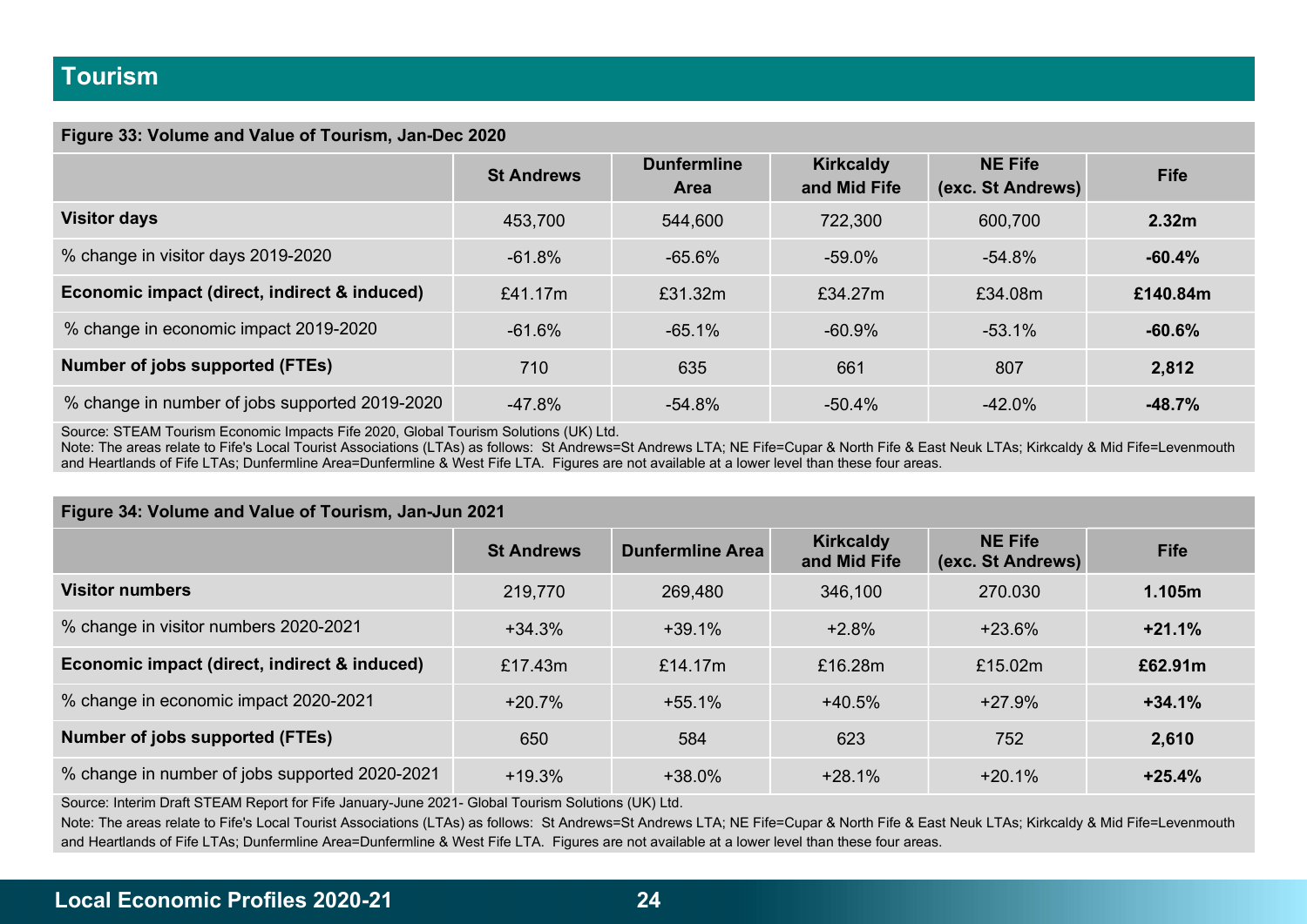# Tourism

**Figure 33: Volume and Value of Tourism, Jan-Dec 2020**

| | St Andrews | Dunfermline Area | Kirkcaldy and Mid Fife | NE Fife (exc. St Andrews) | Fife |
|---|---|---|---|---|---|
| **Visitor days** | 453,700 | 544,600 | 722,300 | 600,700 | **2.32m** |
| % change in visitor days 2019-2020 | -61.8% | -65.6% | -59.0% | -54.8% | **-60.4%** |
| **Economic impact (direct, indirect & induced)** | £41.17m | £31.32m | £34.27m | £34.08m | **£140.84m** |
| % change in economic impact 2019-2020 | -61.6% | -65.1% | -60.9% | -53.1% | **-60.6%** |
| **Number of jobs supported (FTEs)** | 710 | 635 | 661 | 807 | **2,812** |
| % change in number of jobs supported 2019-2020 | -47.8% | -54.8% | -50.4% | -42.0% | **-48.7%** |

Source: STEAM Tourism Economic Impacts Fife 2020, Global Tourism Solutions (UK) Ltd.
Note: The areas relate to Fife's Local Tourist Associations (LTAs) as follows: St Andrews=St Andrews LTA; NE Fife=Cupar & North Fife & East Neuk LTAs; Kirkcaldy & Mid Fife=Levenmouth and Heartlands of Fife LTAs; Dunfermline Area=Dunfermline & West Fife LTA. Figures are not available at a lower level than these four areas.

**Figure 34: Volume and Value of Tourism, Jan-Jun 2021**

| | St Andrews | Dunfermline Area | Kirkcaldy and Mid Fife | NE Fife (exc. St Andrews) | Fife |
|---|---|---|---|---|---|
| **Visitor numbers** | 219,770 | 269,480 | 346,100 | 270.030 | **1.105m** |
| % change in visitor numbers 2020-2021 | +34.3% | +39.1% | +2.8% | +23.6% | **+21.1%** |
| **Economic impact (direct, indirect & induced)** | £17.43m | £14.17m | £16.28m | £15.02m | **£62.91m** |
| % change in economic impact 2020-2021 | +20.7% | +55.1% | +40.5% | +27.9% | **+34.1%** |
| **Number of jobs supported (FTEs)** | 650 | 584 | 623 | 752 | **2,610** |
| % change in number of jobs supported 2020-2021 | +19.3% | +38.0% | +28.1% | +20.1% | **+25.4%** |

Source: Interim Draft STEAM Report for Fife January-June 2021- Global Tourism Solutions (UK) Ltd.

Note: The areas relate to Fife's Local Tourist Associations (LTAs) as follows: St Andrews=St Andrews LTA; NE Fife=Cupar & North Fife & East Neuk LTAs; Kirkcaldy & Mid Fife=Levenmouth and Heartlands of Fife LTAs; Dunfermline Area=Dunfermline & West Fife LTA. Figures are not available at a lower level than these four areas.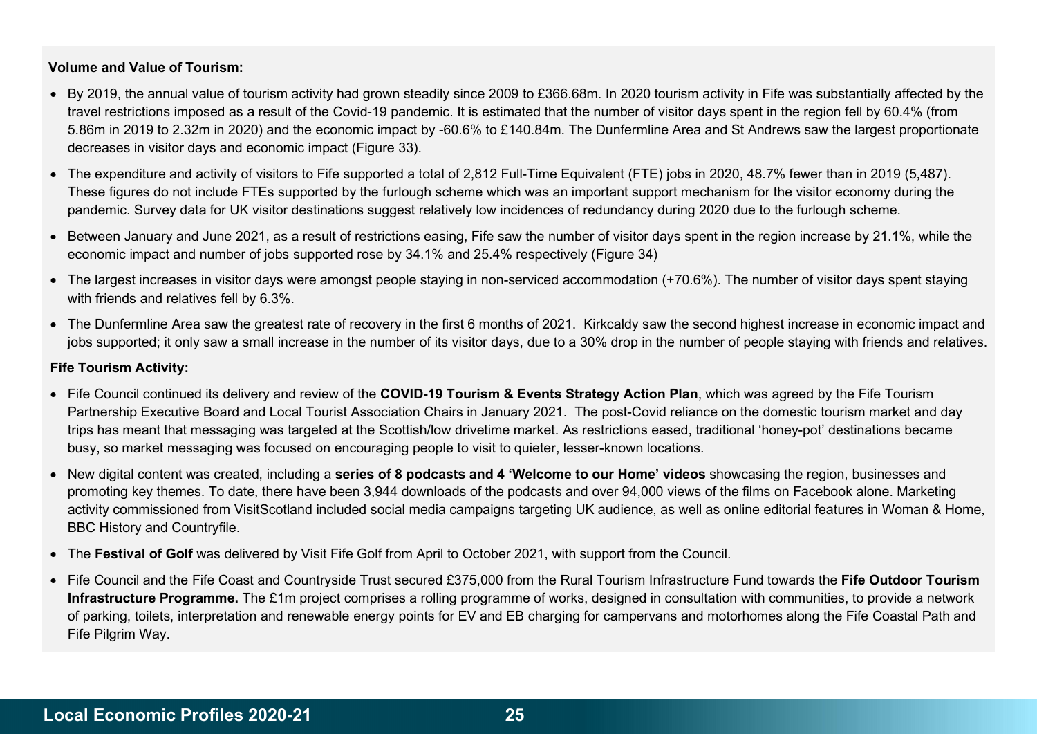**Volume and Value of Tourism:**

- By 2019, the annual value of tourism activity had grown steadily since 2009 to £366.68m. In 2020 tourism activity in Fife was substantially affected by the travel restrictions imposed as a result of the Covid-19 pandemic. It is estimated that the number of visitor days spent in the region fell by 60.4% (from 5.86m in 2019 to 2.32m in 2020) and the economic impact by -60.6% to £140.84m. The Dunfermline Area and St Andrews saw the largest proportionate decreases in visitor days and economic impact (Figure 33).
- The expenditure and activity of visitors to Fife supported a total of 2,812 Full-Time Equivalent (FTE) jobs in 2020, 48.7% fewer than in 2019 (5,487). These figures do not include FTEs supported by the furlough scheme which was an important support mechanism for the visitor economy during the pandemic. Survey data for UK visitor destinations suggest relatively low incidences of redundancy during 2020 due to the furlough scheme.
- Between January and June 2021, as a result of restrictions easing, Fife saw the number of visitor days spent in the region increase by 21.1%, while the economic impact and number of jobs supported rose by 34.1% and 25.4% respectively (Figure 34)
- The largest increases in visitor days were amongst people staying in non-serviced accommodation (+70.6%). The number of visitor days spent staying with friends and relatives fell by 6.3%.
- The Dunfermline Area saw the greatest rate of recovery in the first 6 months of 2021. Kirkcaldy saw the second highest increase in economic impact and jobs supported; it only saw a small increase in the number of its visitor days, due to a 30% drop in the number of people staying with friends and relatives.

**Fife Tourism Activity:**

- Fife Council continued its delivery and review of the **COVID-19 Tourism & Events Strategy Action Plan**, which was agreed by the Fife Tourism Partnership Executive Board and Local Tourist Association Chairs in January 2021. The post-Covid reliance on the domestic tourism market and day trips has meant that messaging was targeted at the Scottish/low drivetime market. As restrictions eased, traditional 'honey-pot' destinations became busy, so market messaging was focused on encouraging people to visit to quieter, lesser-known locations.
- New digital content was created, including a **series of 8 podcasts and 4 'Welcome to our Home' videos** showcasing the region, businesses and promoting key themes. To date, there have been 3,944 downloads of the podcasts and over 94,000 views of the films on Facebook alone. Marketing activity commissioned from VisitScotland included social media campaigns targeting UK audience, as well as online editorial features in Woman & Home, BBC History and Countryfile.
- The **Festival of Golf** was delivered by Visit Fife Golf from April to October 2021, with support from the Council.
- Fife Council and the Fife Coast and Countryside Trust secured £375,000 from the Rural Tourism Infrastructure Fund towards the **Fife Outdoor Tourism Infrastructure Programme.** The £1m project comprises a rolling programme of works, designed in consultation with communities, to provide a network of parking, toilets, interpretation and renewable energy points for EV and EB charging for campervans and motorhomes along the Fife Coastal Path and Fife Pilgrim Way.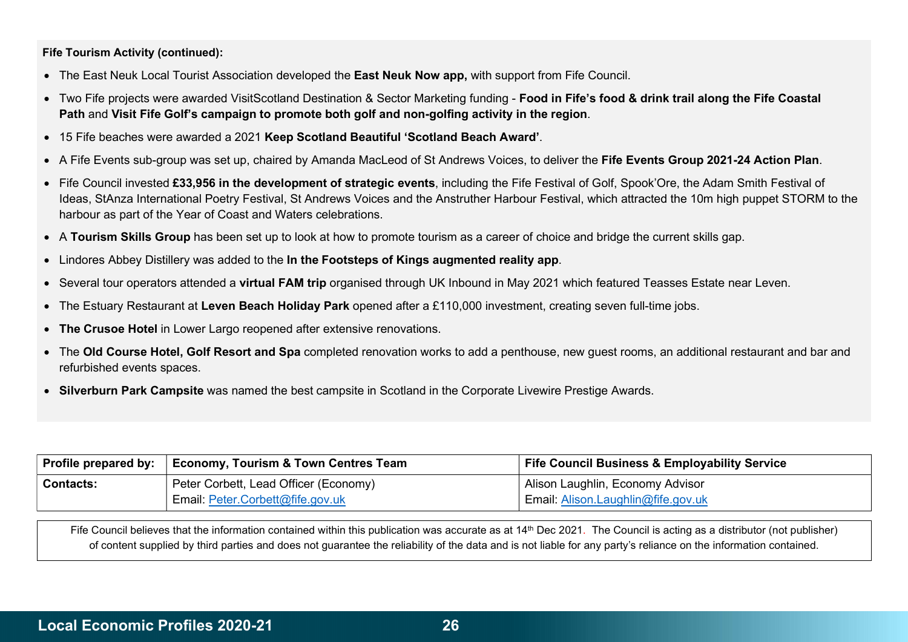**Fife Tourism Activity (continued):**

- The East Neuk Local Tourist Association developed the **East Neuk Now app,** with support from Fife Council.
- Two Fife projects were awarded VisitScotland Destination & Sector Marketing funding - **Food in Fife's food & drink trail along the Fife Coastal Path** and **Visit Fife Golf's campaign to promote both golf and non-golfing activity in the region**.
- 15 Fife beaches were awarded a 2021 **Keep Scotland Beautiful 'Scotland Beach Award'**.
- A Fife Events sub-group was set up, chaired by Amanda MacLeod of St Andrews Voices, to deliver the **Fife Events Group 2021-24 Action Plan**.
- Fife Council invested **£33,956 in the development of strategic events**, including the Fife Festival of Golf, Spook'Ore, the Adam Smith Festival of Ideas, StAnza International Poetry Festival, St Andrews Voices and the Anstruther Harbour Festival, which attracted the 10m high puppet STORM to the harbour as part of the Year of Coast and Waters celebrations.
- A **Tourism Skills Group** has been set up to look at how to promote tourism as a career of choice and bridge the current skills gap.
- Lindores Abbey Distillery was added to the **In the Footsteps of Kings augmented reality app**.
- Several tour operators attended a **virtual FAM trip** organised through UK Inbound in May 2021 which featured Teasses Estate near Leven.
- The Estuary Restaurant at **Leven Beach Holiday Park** opened after a £110,000 investment, creating seven full-time jobs.
- **The Crusoe Hotel** in Lower Largo reopened after extensive renovations.
- The **Old Course Hotel, Golf Resort and Spa** completed renovation works to add a penthouse, new guest rooms, an additional restaurant and bar and refurbished events spaces.
- **Silverburn Park Campsite** was named the best campsite in Scotland in the Corporate Livewire Prestige Awards.

| **Profile prepared by:** | **Economy, Tourism & Town Centres Team** | **Fife Council Business & Employability Service** |
|---|---|---|
| **Contacts:** | Peter Corbett, Lead Officer (Economy)<br>Email: Peter.Corbett@fife.gov.uk | Alison Laughlin, Economy Advisor<br>Email: Alison.Laughlin@fife.gov.uk |

Fife Council believes that the information contained within this publication was accurate as at 14th Dec 2021. The Council is acting as a distributor (not publisher) of content supplied by third parties and does not guarantee the reliability of the data and is not liable for any party's reliance on the information contained.